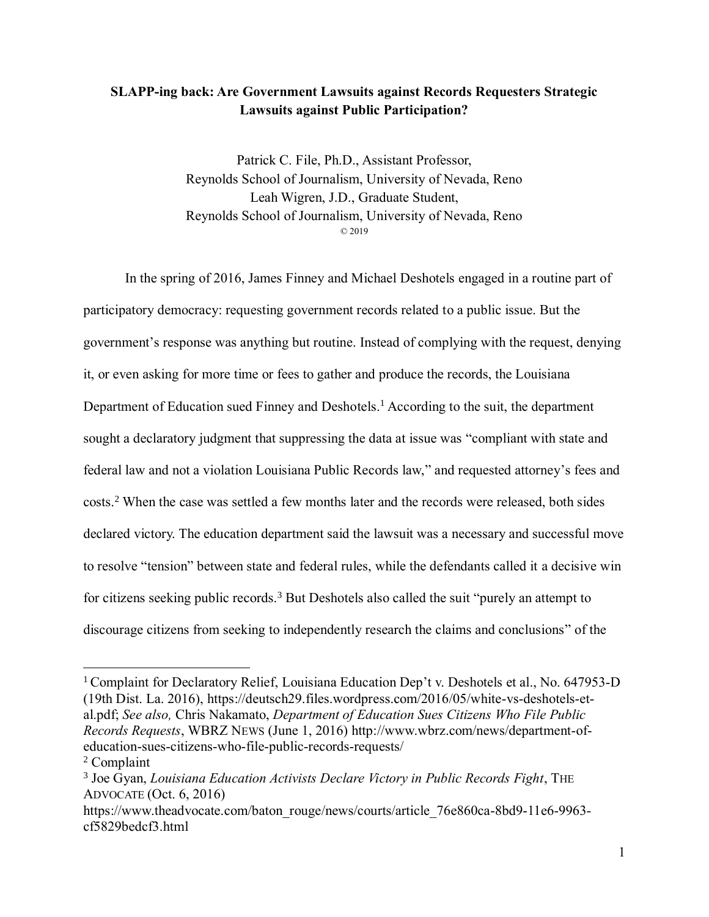# SLAPP-ing back: Are Government Lawsuits against Records Requesters Strategic Lawsuits against Public Participation?

Patrick C. File, Ph.D., Assistant Professor,
Reynolds School of Journalism, University of Nevada, Reno
Leah Wigren, J.D., Graduate Student,
Reynolds School of Journalism, University of Nevada, Reno
© 2019

In the spring of 2016, James Finney and Michael Deshotels engaged in a routine part of participatory democracy: requesting government records related to a public issue. But the government's response was anything but routine. Instead of complying with the request, denying it, or even asking for more time or fees to gather and produce the records, the Louisiana Department of Education sued Finney and Deshotels.[1] According to the suit, the department sought a declaratory judgment that suppressing the data at issue was "compliant with state and federal law and not a violation Louisiana Public Records law," and requested attorney's fees and costs.[2] When the case was settled a few months later and the records were released, both sides declared victory. The education department said the lawsuit was a necessary and successful move to resolve "tension" between state and federal rules, while the defendants called it a decisive win for citizens seeking public records.[3] But Deshotels also called the suit "purely an attempt to discourage citizens from seeking to independently research the claims and conclusions" of the

---

[1] Complaint for Declaratory Relief, Louisiana Education Dep't v. Deshotels et al., No. 647953-D (19th Dist. La. 2016), https://deutsch29.files.wordpress.com/2016/05/white-vs-deshotels-et-al.pdf; *See also,* Chris Nakamato, *Department of Education Sues Citizens Who File Public Records Requests*, WBRZ NEWS (June 1, 2016) http://www.wbrz.com/news/department-of-education-sues-citizens-who-file-public-records-requests/

[2] Complaint

[3] Joe Gyan, *Louisiana Education Activists Declare Victory in Public Records Fight*, THE ADVOCATE (Oct. 6, 2016) https://www.theadvocate.com/baton_rouge/news/courts/article_76e860ca-8bd9-11e6-9963-cf5829bedcf3.html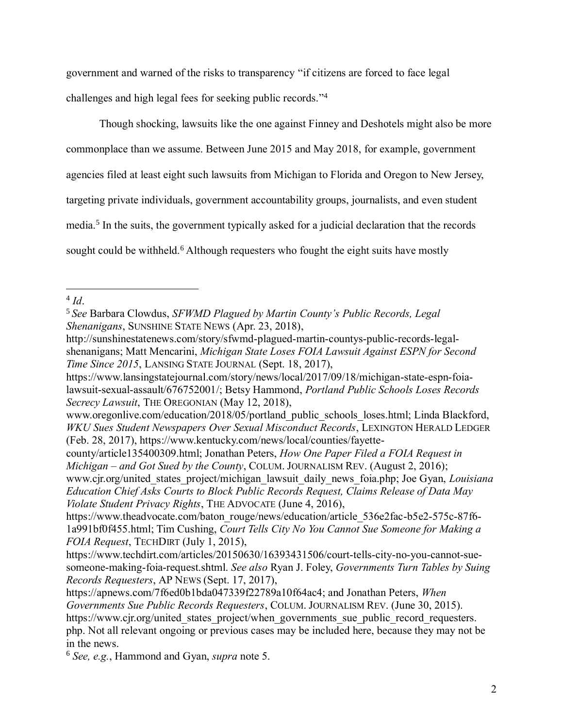government and warned of the risks to transparency "if citizens are forced to face legal challenges and high legal fees for seeking public records."[4]

Though shocking, lawsuits like the one against Finney and Deshotels might also be more commonplace than we assume. Between June 2015 and May 2018, for example, government agencies filed at least eight such lawsuits from Michigan to Florida and Oregon to New Jersey, targeting private individuals, government accountability groups, journalists, and even student media.[5] In the suits, the government typically asked for a judicial declaration that the records sought could be withheld.[6] Although requesters who fought the eight suits have mostly

---

[4] *Id*.

[5] *See* Barbara Clowdus, *SFWMD Plagued by Martin County's Public Records, Legal Shenanigans*, SUNSHINE STATE NEWS (Apr. 23, 2018), http://sunshinestatenews.com/story/sfwmd-plagued-martin-countys-public-records-legal-shenanigans; Matt Mencarini, *Michigan State Loses FOIA Lawsuit Against ESPN for Second Time Since 2015*, LANSING STATE JOURNAL (Sept. 18, 2017), https://www.lansingstatejournal.com/story/news/local/2017/09/18/michigan-state-espn-foia-lawsuit-sexual-assault/676752001/; Betsy Hammond, *Portland Public Schools Loses Records Secrecy Lawsuit*, THE OREGONIAN (May 12, 2018), www.oregonlive.com/education/2018/05/portland_public_schools_loses.html; Linda Blackford, *WKU Sues Student Newspapers Over Sexual Misconduct Records*, LEXINGTON HERALD LEDGER (Feb. 28, 2017), https://www.kentucky.com/news/local/counties/fayette-county/article135400309.html; Jonathan Peters, *How One Paper Filed a FOIA Request in Michigan – and Got Sued by the County*, COLUM. JOURNALISM REV. (August 2, 2016); www.cjr.org/united_states_project/michigan_lawsuit_daily_news_foia.php; Joe Gyan, *Louisiana Education Chief Asks Courts to Block Public Records Request, Claims Release of Data May Violate Student Privacy Rights*, THE ADVOCATE (June 4, 2016), https://www.theadvocate.com/baton_rouge/news/education/article_536e2fac-b5e2-575c-87f6-1a991bf0f455.html; Tim Cushing, *Court Tells City No You Cannot Sue Someone for Making a FOIA Request*, TECHDIRT (July 1, 2015), https://www.techdirt.com/articles/20150630/16393431506/court-tells-city-no-you-cannot-sue-someone-making-foia-request.shtml. *See also* Ryan J. Foley, *Governments Turn Tables by Suing Records Requesters*, AP NEWS (Sept. 17, 2017), https://apnews.com/7f6ed0b1bda047339f22789a10f64ac4; and Jonathan Peters, *When Governments Sue Public Records Requesters*, COLUM. JOURNALISM REV. (June 30, 2015). https://www.cjr.org/united_states_project/when_governments_sue_public_record_requesters.php. Not all relevant ongoing or previous cases may be included here, because they may not be in the news.

[6] *See, e.g.*, Hammond and Gyan, *supra* note 5.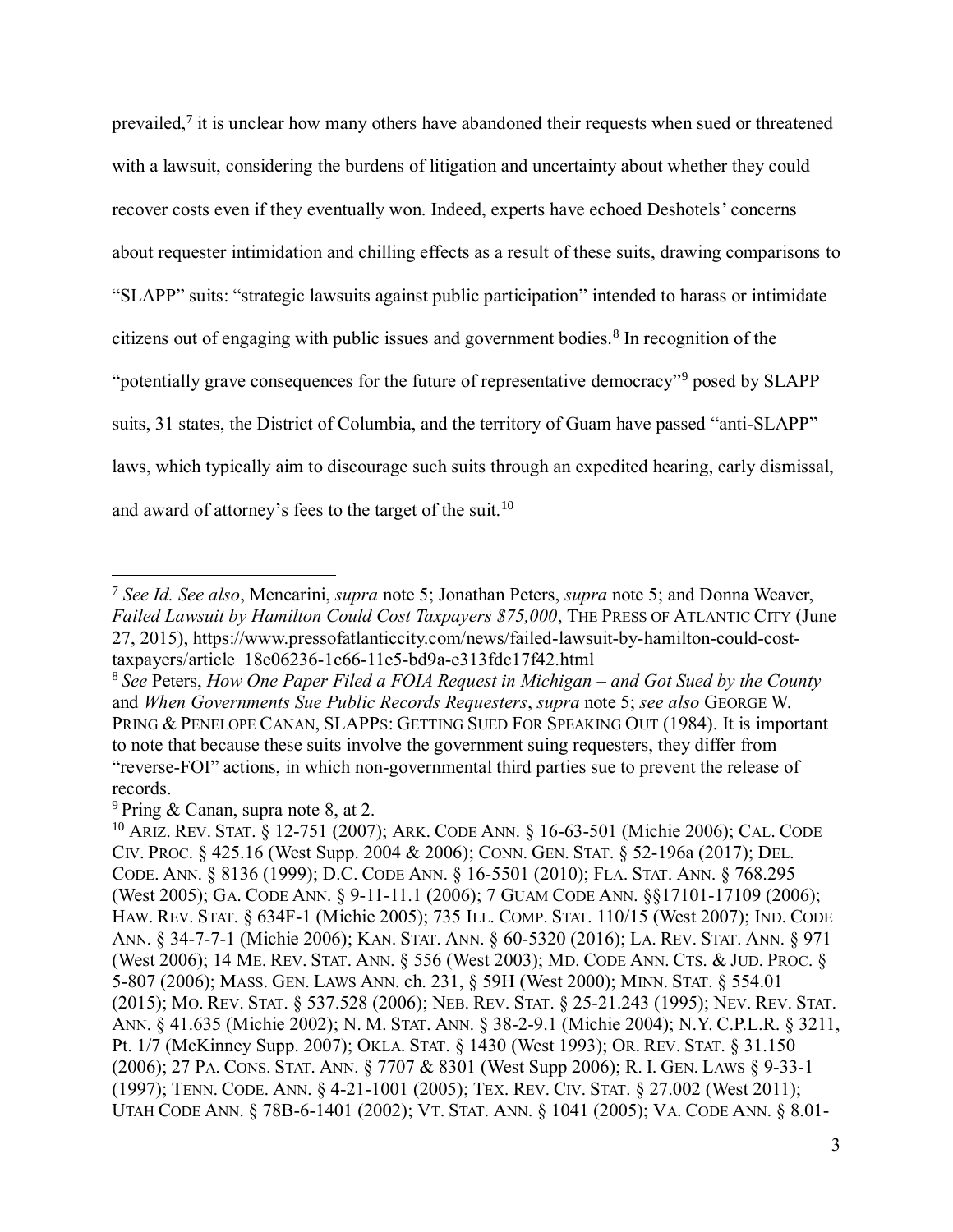prevailed,[7] it is unclear how many others have abandoned their requests when sued or threatened with a lawsuit, considering the burdens of litigation and uncertainty about whether they could recover costs even if they eventually won. Indeed, experts have echoed Deshotels' concerns about requester intimidation and chilling effects as a result of these suits, drawing comparisons to "SLAPP" suits: "strategic lawsuits against public participation" intended to harass or intimidate citizens out of engaging with public issues and government bodies.[8] In recognition of the "potentially grave consequences for the future of representative democracy"[9] posed by SLAPP suits, 31 states, the District of Columbia, and the territory of Guam have passed "anti-SLAPP" laws, which typically aim to discourage such suits through an expedited hearing, early dismissal, and award of attorney's fees to the target of the suit.[10]

---

[7] *See Id. See also*, Mencarini, *supra* note 5; Jonathan Peters, *supra* note 5; and Donna Weaver, *Failed Lawsuit by Hamilton Could Cost Taxpayers $75,000*, THE PRESS OF ATLANTIC CITY (June 27, 2015), https://www.pressofatlanticcity.com/news/failed-lawsuit-by-hamilton-could-cost-taxpayers/article_18e06236-1c66-11e5-bd9a-e313fdc17f42.html

[8] *See* Peters, *How One Paper Filed a FOIA Request in Michigan – and Got Sued by the County* and *When Governments Sue Public Records Requesters*, *supra* note 5; *see also* GEORGE W. PRING & PENELOPE CANAN, SLAPPS: GETTING SUED FOR SPEAKING OUT (1984). It is important to note that because these suits involve the government suing requesters, they differ from "reverse-FOI" actions, in which non-governmental third parties sue to prevent the release of records.

[9] Pring & Canan, supra note 8, at 2.

[10] ARIZ. REV. STAT. § 12-751 (2007); ARK. CODE ANN. § 16-63-501 (Michie 2006); CAL. CODE CIV. PROC. § 425.16 (West Supp. 2004 & 2006); CONN. GEN. STAT. § 52-196a (2017); DEL. CODE. ANN. § 8136 (1999); D.C. CODE ANN. § 16-5501 (2010); FLA. STAT. ANN. § 768.295 (West 2005); GA. CODE ANN. § 9-11-11.1 (2006); 7 GUAM CODE ANN. §§17101-17109 (2006); HAW. REV. STAT. § 634F-1 (Michie 2005); 735 ILL. COMP. STAT. 110/15 (West 2007); IND. CODE ANN. § 34-7-7-1 (Michie 2006); KAN. STAT. ANN. § 60-5320 (2016); LA. REV. STAT. ANN. § 971 (West 2006); 14 ME. REV. STAT. ANN. § 556 (West 2003); MD. CODE ANN. CTS. & JUD. PROC. § 5-807 (2006); MASS. GEN. LAWS ANN. ch. 231, § 59H (West 2000); MINN. STAT. § 554.01 (2015); MO. REV. STAT. § 537.528 (2006); NEB. REV. STAT. § 25-21.243 (1995); NEV. REV. STAT. ANN. § 41.635 (Michie 2002); N. M. STAT. ANN. § 38-2-9.1 (Michie 2004); N.Y. C.P.L.R. § 3211, Pt. 1/7 (McKinney Supp. 2007); OKLA. STAT. § 1430 (West 1993); OR. REV. STAT. § 31.150 (2006); 27 PA. CONS. STAT. ANN. § 7707 & 8301 (West Supp 2006); R. I. GEN. LAWS § 9-33-1 (1997); TENN. CODE. ANN. § 4-21-1001 (2005); TEX. REV. CIV. STAT. § 27.002 (West 2011); UTAH CODE ANN. § 78B-6-1401 (2002); VT. STAT. ANN. § 1041 (2005); VA. CODE ANN. § 8.01-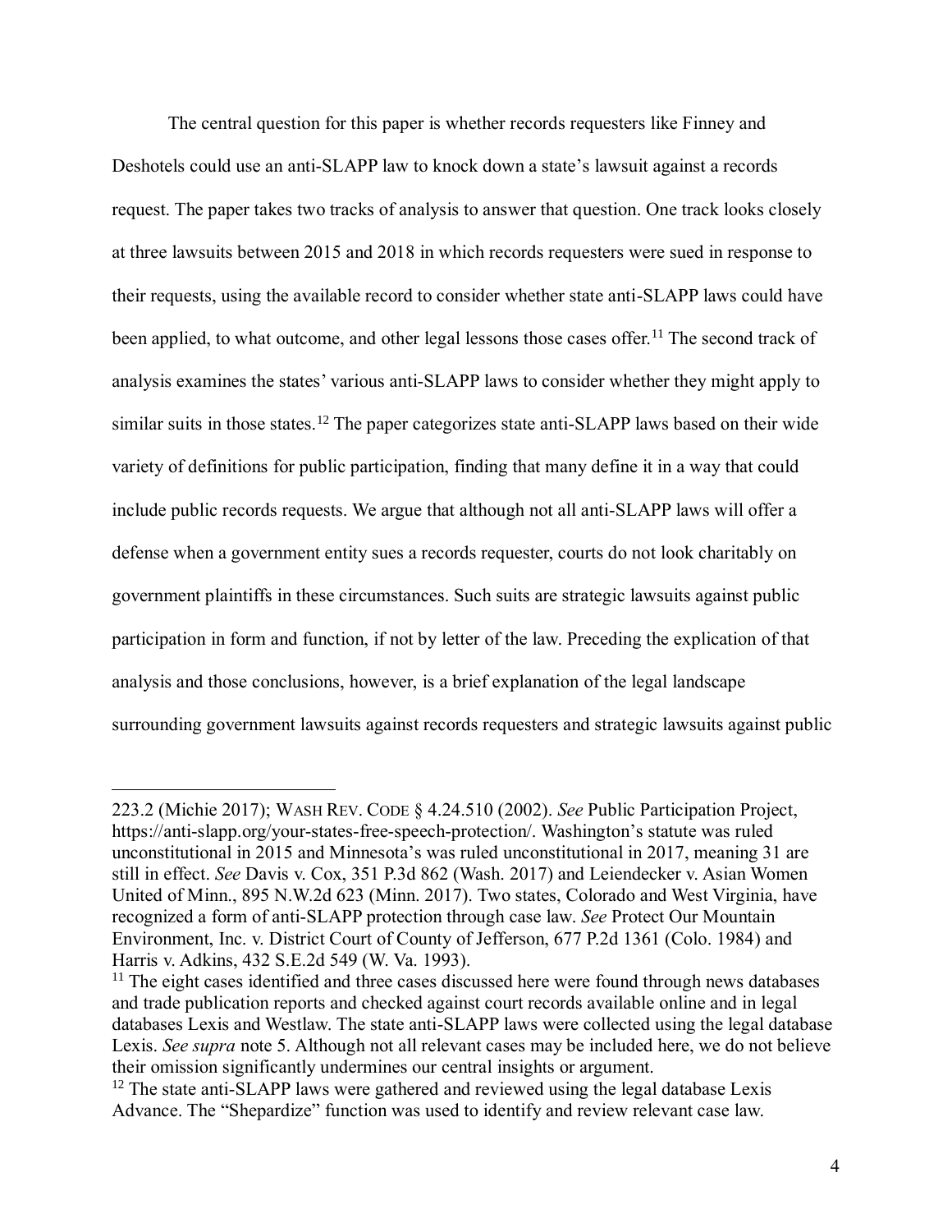The central question for this paper is whether records requesters like Finney and Deshotels could use an anti-SLAPP law to knock down a state's lawsuit against a records request. The paper takes two tracks of analysis to answer that question. One track looks closely at three lawsuits between 2015 and 2018 in which records requesters were sued in response to their requests, using the available record to consider whether state anti-SLAPP laws could have been applied, to what outcome, and other legal lessons those cases offer.[11] The second track of analysis examines the states' various anti-SLAPP laws to consider whether they might apply to similar suits in those states.[12] The paper categorizes state anti-SLAPP laws based on their wide variety of definitions for public participation, finding that many define it in a way that could include public records requests. We argue that although not all anti-SLAPP laws will offer a defense when a government entity sues a records requester, courts do not look charitably on government plaintiffs in these circumstances. Such suits are strategic lawsuits against public participation in form and function, if not by letter of the law. Preceding the explication of that analysis and those conclusions, however, is a brief explanation of the legal landscape surrounding government lawsuits against records requesters and strategic lawsuits against public

---

223.2 (Michie 2017); WASH REV. CODE § 4.24.510 (2002). *See* Public Participation Project, https://anti-slapp.org/your-states-free-speech-protection/. Washington's statute was ruled unconstitutional in 2015 and Minnesota's was ruled unconstitutional in 2017, meaning 31 are still in effect. *See* Davis v. Cox, 351 P.3d 862 (Wash. 2017) and Leiendecker v. Asian Women United of Minn., 895 N.W.2d 623 (Minn. 2017). Two states, Colorado and West Virginia, have recognized a form of anti-SLAPP protection through case law. *See* Protect Our Mountain Environment, Inc. v. District Court of County of Jefferson, 677 P.2d 1361 (Colo. 1984) and Harris v. Adkins, 432 S.E.2d 549 (W. Va. 1993).

[11] The eight cases identified and three cases discussed here were found through news databases and trade publication reports and checked against court records available online and in legal databases Lexis and Westlaw. The state anti-SLAPP laws were collected using the legal database Lexis. *See supra* note 5. Although not all relevant cases may be included here, we do not believe their omission significantly undermines our central insights or argument.

[12] The state anti-SLAPP laws were gathered and reviewed using the legal database Lexis Advance. The "Shepardize" function was used to identify and review relevant case law.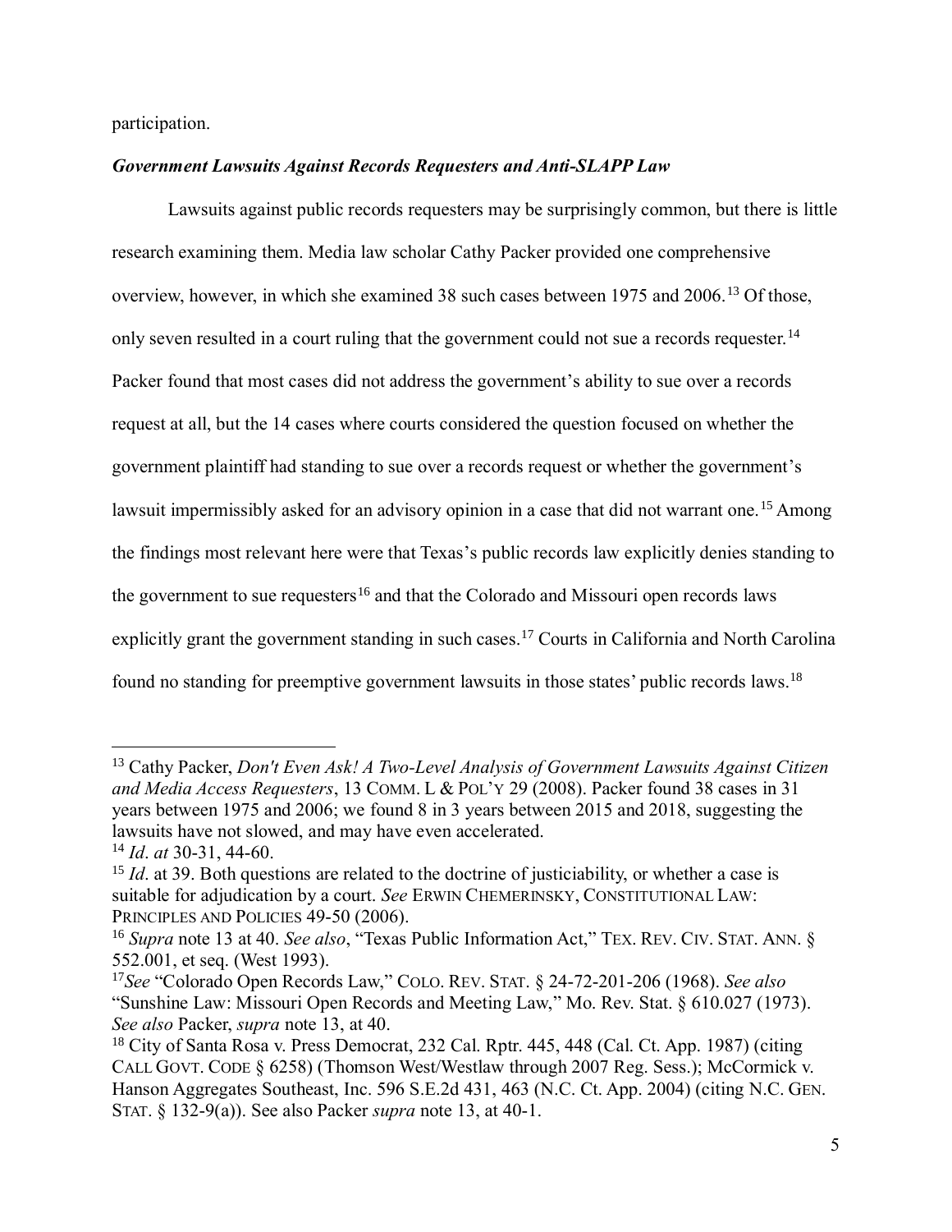participation.

***Government Lawsuits Against Records Requesters and Anti-SLAPP Law***

Lawsuits against public records requesters may be surprisingly common, but there is little research examining them. Media law scholar Cathy Packer provided one comprehensive overview, however, in which she examined 38 such cases between 1975 and 2006.[13] Of those, only seven resulted in a court ruling that the government could not sue a records requester.[14] Packer found that most cases did not address the government's ability to sue over a records request at all, but the 14 cases where courts considered the question focused on whether the government plaintiff had standing to sue over a records request or whether the government's lawsuit impermissibly asked for an advisory opinion in a case that did not warrant one.[15] Among the findings most relevant here were that Texas's public records law explicitly denies standing to the government to sue requesters[16] and that the Colorado and Missouri open records laws explicitly grant the government standing in such cases.[17] Courts in California and North Carolina found no standing for preemptive government lawsuits in those states' public records laws.[18]

---

[13] Cathy Packer, *Don't Even Ask! A Two-Level Analysis of Government Lawsuits Against Citizen and Media Access Requesters*, 13 COMM. L & POL'Y 29 (2008). Packer found 38 cases in 31 years between 1975 and 2006; we found 8 in 3 years between 2015 and 2018, suggesting the lawsuits have not slowed, and may have even accelerated.

[14] *Id*. *at* 30-31, 44-60.

[15] *Id*. at 39. Both questions are related to the doctrine of justiciability, or whether a case is suitable for adjudication by a court. *See* ERWIN CHEMERINSKY, CONSTITUTIONAL LAW: PRINCIPLES AND POLICIES 49-50 (2006).

[16] *Supra* note 13 at 40. *See also*, "Texas Public Information Act," TEX. REV. CIV. STAT. ANN. § 552.001, et seq. (West 1993).

[17] *See* "Colorado Open Records Law," COLO. REV. STAT. § 24-72-201-206 (1968). *See also* "Sunshine Law: Missouri Open Records and Meeting Law," Mo. Rev. Stat. § 610.027 (1973). *See also* Packer, *supra* note 13, at 40.

[18] City of Santa Rosa v. Press Democrat, 232 Cal. Rptr. 445, 448 (Cal. Ct. App. 1987) (citing CALL GOVT. CODE § 6258) (Thomson West/Westlaw through 2007 Reg. Sess.); McCormick v. Hanson Aggregates Southeast, Inc. 596 S.E.2d 431, 463 (N.C. Ct. App. 2004) (citing N.C. GEN. STAT. § 132-9(a)). See also Packer *supra* note 13, at 40-1.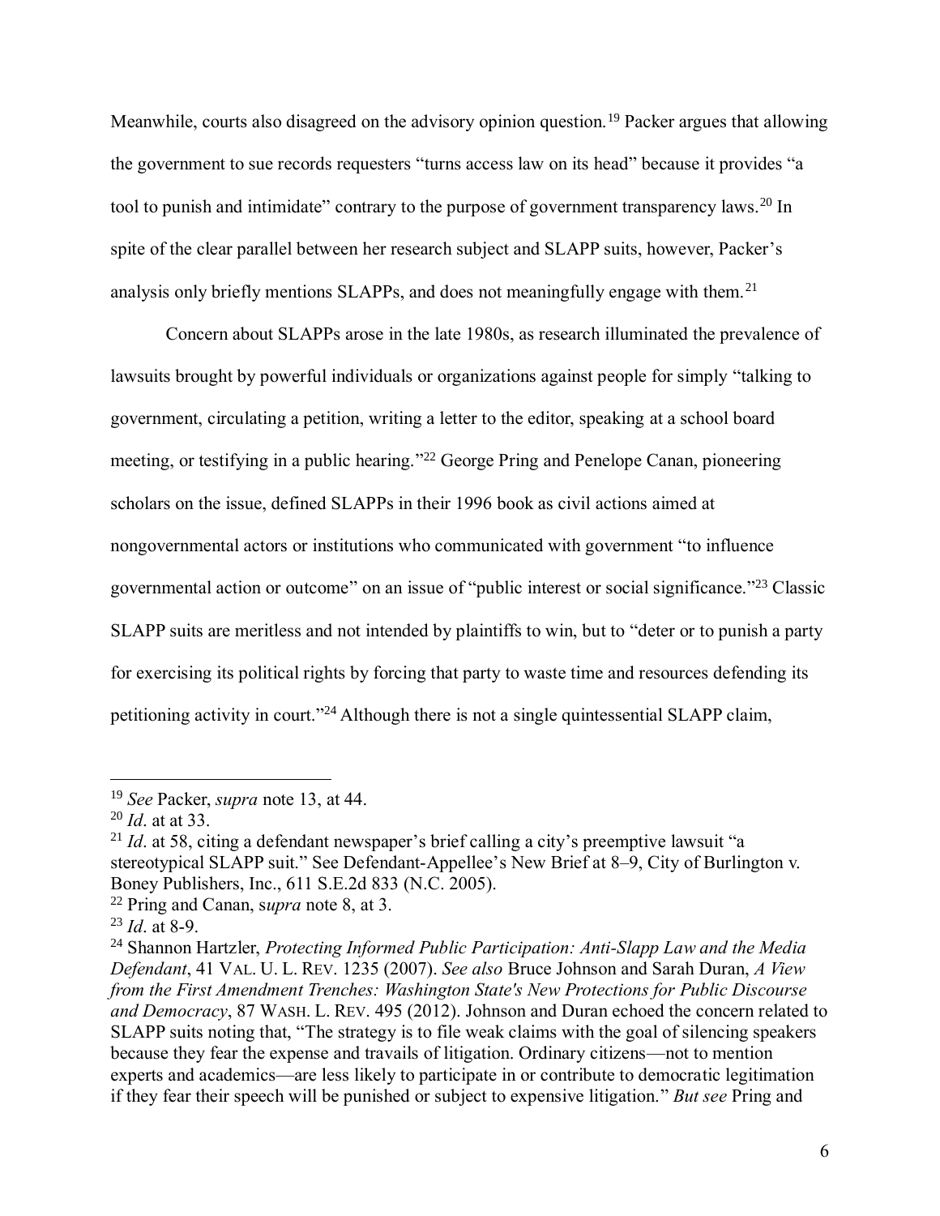Meanwhile, courts also disagreed on the advisory opinion question.[19] Packer argues that allowing the government to sue records requesters "turns access law on its head" because it provides "a tool to punish and intimidate" contrary to the purpose of government transparency laws.[20] In spite of the clear parallel between her research subject and SLAPP suits, however, Packer's analysis only briefly mentions SLAPPs, and does not meaningfully engage with them.[21]

Concern about SLAPPs arose in the late 1980s, as research illuminated the prevalence of lawsuits brought by powerful individuals or organizations against people for simply "talking to government, circulating a petition, writing a letter to the editor, speaking at a school board meeting, or testifying in a public hearing."[22] George Pring and Penelope Canan, pioneering scholars on the issue, defined SLAPPs in their 1996 book as civil actions aimed at nongovernmental actors or institutions who communicated with government "to influence governmental action or outcome" on an issue of "public interest or social significance."[23] Classic SLAPP suits are meritless and not intended by plaintiffs to win, but to "deter or to punish a party for exercising its political rights by forcing that party to waste time and resources defending its petitioning activity in court."[24] Although there is not a single quintessential SLAPP claim,

---

[19] *See* Packer, *supra* note 13, at 44.

[20] *Id*. at at 33.

[21] *Id*. at 58, citing a defendant newspaper's brief calling a city's preemptive lawsuit "a stereotypical SLAPP suit." See Defendant-Appellee's New Brief at 8–9, City of Burlington v. Boney Publishers, Inc., 611 S.E.2d 833 (N.C. 2005).

[22] Pring and Canan, s*upra* note 8, at 3.

[23] *Id*. at 8-9.

[24] Shannon Hartzler, *Protecting Informed Public Participation: Anti-Slapp Law and the Media Defendant*, 41 VAL. U. L. REV. 1235 (2007). *See also* Bruce Johnson and Sarah Duran, *A View from the First Amendment Trenches: Washington State's New Protections for Public Discourse and Democracy*, 87 WASH. L. REV. 495 (2012). Johnson and Duran echoed the concern related to SLAPP suits noting that, "The strategy is to file weak claims with the goal of silencing speakers because they fear the expense and travails of litigation. Ordinary citizens—not to mention experts and academics—are less likely to participate in or contribute to democratic legitimation if they fear their speech will be punished or subject to expensive litigation." *But see* Pring and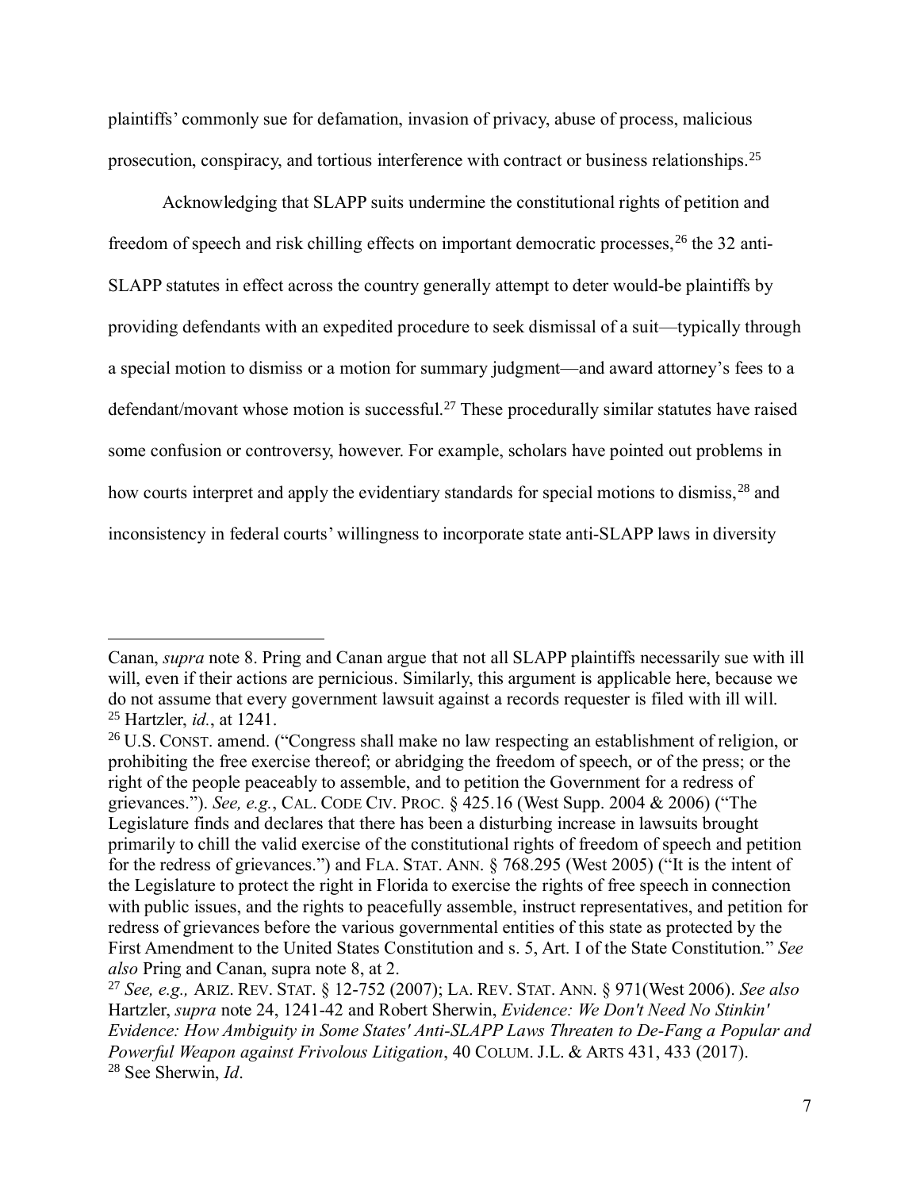plaintiffs' commonly sue for defamation, invasion of privacy, abuse of process, malicious prosecution, conspiracy, and tortious interference with contract or business relationships.[25]

Acknowledging that SLAPP suits undermine the constitutional rights of petition and freedom of speech and risk chilling effects on important democratic processes,[26] the 32 anti-SLAPP statutes in effect across the country generally attempt to deter would-be plaintiffs by providing defendants with an expedited procedure to seek dismissal of a suit—typically through a special motion to dismiss or a motion for summary judgment—and award attorney's fees to a defendant/movant whose motion is successful.[27] These procedurally similar statutes have raised some confusion or controversy, however. For example, scholars have pointed out problems in how courts interpret and apply the evidentiary standards for special motions to dismiss,[28] and inconsistency in federal courts' willingness to incorporate state anti-SLAPP laws in diversity

---

Canan, *supra* note 8. Pring and Canan argue that not all SLAPP plaintiffs necessarily sue with ill will, even if their actions are pernicious. Similarly, this argument is applicable here, because we do not assume that every government lawsuit against a records requester is filed with ill will.

[25] Hartzler, *id.*, at 1241.

[26] U.S. CONST. amend. ("Congress shall make no law respecting an establishment of religion, or prohibiting the free exercise thereof; or abridging the freedom of speech, or of the press; or the right of the people peaceably to assemble, and to petition the Government for a redress of grievances."). *See, e.g.*, CAL. CODE CIV. PROC. § 425.16 (West Supp. 2004 & 2006) ("The Legislature finds and declares that there has been a disturbing increase in lawsuits brought primarily to chill the valid exercise of the constitutional rights of freedom of speech and petition for the redress of grievances.") and FLA. STAT. ANN. § 768.295 (West 2005) ("It is the intent of the Legislature to protect the right in Florida to exercise the rights of free speech in connection with public issues, and the rights to peacefully assemble, instruct representatives, and petition for redress of grievances before the various governmental entities of this state as protected by the First Amendment to the United States Constitution and s. 5, Art. I of the State Constitution." *See also* Pring and Canan, supra note 8, at 2.

[27] *See, e.g.,* ARIZ. REV. STAT. § 12-752 (2007); LA. REV. STAT. ANN. § 971(West 2006). *See also* Hartzler, *supra* note 24, 1241-42 and Robert Sherwin, *Evidence: We Don't Need No Stinkin' Evidence: How Ambiguity in Some States' Anti-SLAPP Laws Threaten to De-Fang a Popular and Powerful Weapon against Frivolous Litigation*, 40 COLUM. J.L. & ARTS 431, 433 (2017).

[28] See Sherwin, *Id*.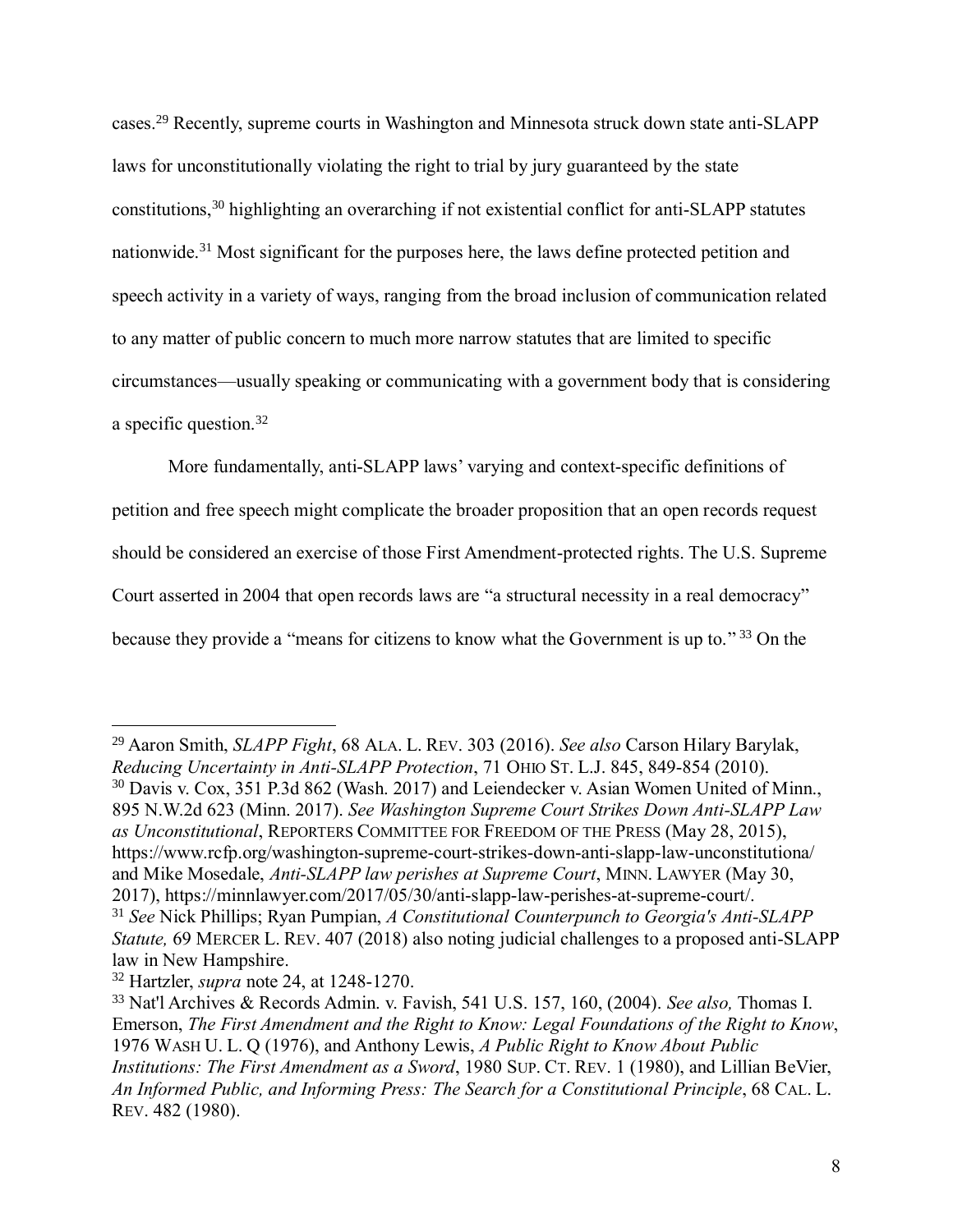cases.[29] Recently, supreme courts in Washington and Minnesota struck down state anti-SLAPP laws for unconstitutionally violating the right to trial by jury guaranteed by the state constitutions,[30] highlighting an overarching if not existential conflict for anti-SLAPP statutes nationwide.[31] Most significant for the purposes here, the laws define protected petition and speech activity in a variety of ways, ranging from the broad inclusion of communication related to any matter of public concern to much more narrow statutes that are limited to specific circumstances—usually speaking or communicating with a government body that is considering a specific question.[32]

More fundamentally, anti-SLAPP laws' varying and context-specific definitions of petition and free speech might complicate the broader proposition that an open records request should be considered an exercise of those First Amendment-protected rights. The U.S. Supreme Court asserted in 2004 that open records laws are "a structural necessity in a real democracy" because they provide a "means for citizens to know what the Government is up to." [33] On the

---

[29] Aaron Smith, *SLAPP Fight*, 68 ALA. L. REV. 303 (2016). *See also* Carson Hilary Barylak, *Reducing Uncertainty in Anti-SLAPP Protection*, 71 OHIO ST. L.J. 845, 849-854 (2010).

[30] Davis v. Cox, 351 P.3d 862 (Wash. 2017) and Leiendecker v. Asian Women United of Minn., 895 N.W.2d 623 (Minn. 2017). *See Washington Supreme Court Strikes Down Anti-SLAPP Law as Unconstitutional*, REPORTERS COMMITTEE FOR FREEDOM OF THE PRESS (May 28, 2015), https://www.rcfp.org/washington-supreme-court-strikes-down-anti-slapp-law-unconstitutiona/ and Mike Mosedale, *Anti-SLAPP law perishes at Supreme Court*, MINN. LAWYER (May 30, 2017), https://minnlawyer.com/2017/05/30/anti-slapp-law-perishes-at-supreme-court/.

[31] *See* Nick Phillips; Ryan Pumpian, *A Constitutional Counterpunch to Georgia's Anti-SLAPP Statute,* 69 MERCER L. REV. 407 (2018) also noting judicial challenges to a proposed anti-SLAPP law in New Hampshire.

[32] Hartzler, *supra* note 24, at 1248-1270.

[33] Nat'l Archives & Records Admin. v. Favish, 541 U.S. 157, 160, (2004). *See also,* Thomas I. Emerson, *The First Amendment and the Right to Know: Legal Foundations of the Right to Know*, 1976 WASH U. L. Q (1976), and Anthony Lewis, *A Public Right to Know About Public Institutions: The First Amendment as a Sword*, 1980 SUP. CT. REV. 1 (1980), and Lillian BeVier, *An Informed Public, and Informing Press: The Search for a Constitutional Principle*, 68 CAL. L. REV. 482 (1980).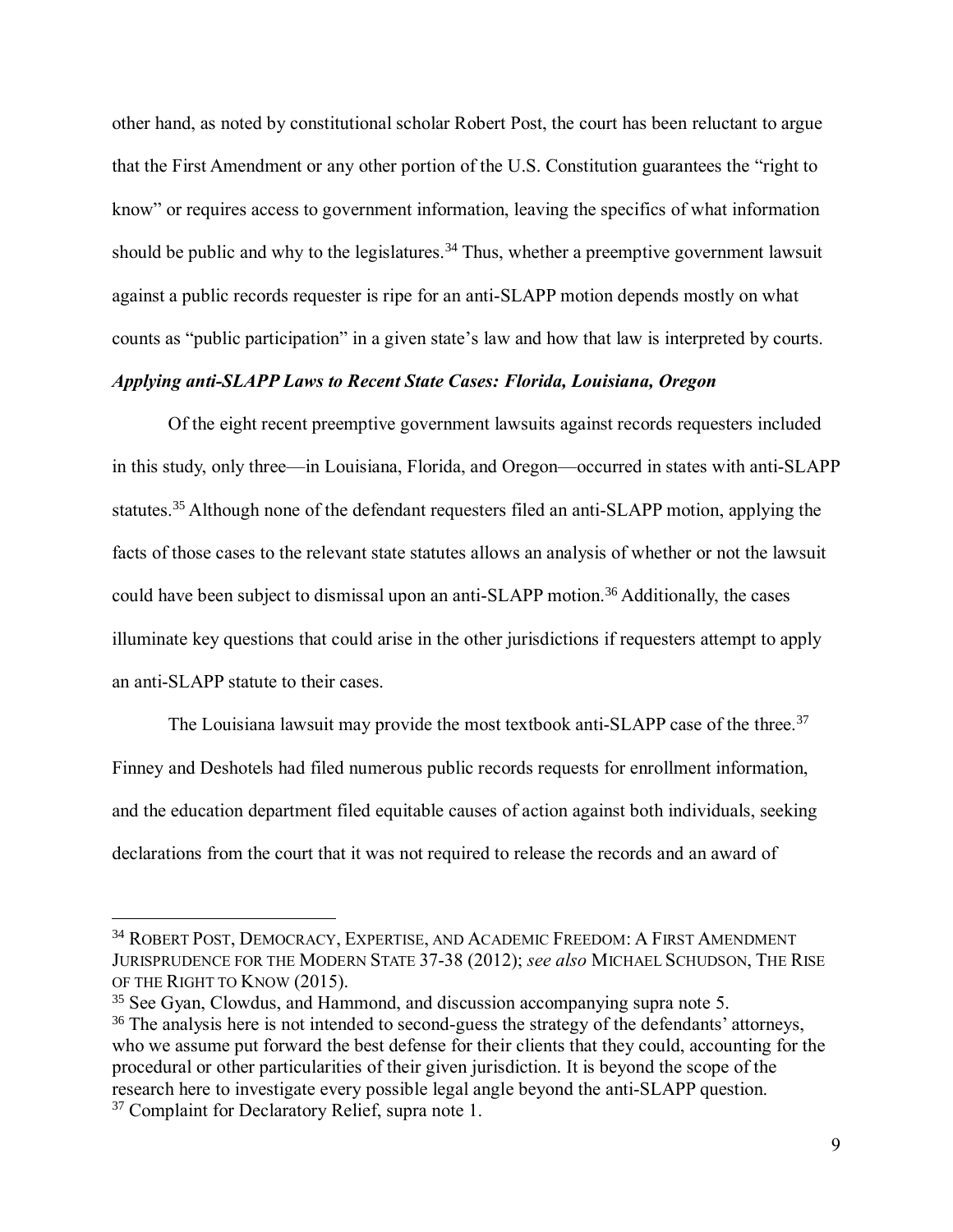other hand, as noted by constitutional scholar Robert Post, the court has been reluctant to argue that the First Amendment or any other portion of the U.S. Constitution guarantees the "right to know" or requires access to government information, leaving the specifics of what information should be public and why to the legislatures.[34] Thus, whether a preemptive government lawsuit against a public records requester is ripe for an anti-SLAPP motion depends mostly on what counts as "public participation" in a given state's law and how that law is interpreted by courts.

***Applying anti-SLAPP Laws to Recent State Cases: Florida, Louisiana, Oregon***

Of the eight recent preemptive government lawsuits against records requesters included in this study, only three—in Louisiana, Florida, and Oregon—occurred in states with anti-SLAPP statutes.[35] Although none of the defendant requesters filed an anti-SLAPP motion, applying the facts of those cases to the relevant state statutes allows an analysis of whether or not the lawsuit could have been subject to dismissal upon an anti-SLAPP motion.[36] Additionally, the cases illuminate key questions that could arise in the other jurisdictions if requesters attempt to apply an anti-SLAPP statute to their cases.

The Louisiana lawsuit may provide the most textbook anti-SLAPP case of the three.[37] Finney and Deshotels had filed numerous public records requests for enrollment information, and the education department filed equitable causes of action against both individuals, seeking declarations from the court that it was not required to release the records and an award of

---

[34] ROBERT POST, DEMOCRACY, EXPERTISE, AND ACADEMIC FREEDOM: A FIRST AMENDMENT JURISPRUDENCE FOR THE MODERN STATE 37-38 (2012); *see also* MICHAEL SCHUDSON, THE RISE OF THE RIGHT TO KNOW (2015).

[35] See Gyan, Clowdus, and Hammond, and discussion accompanying supra note 5.

[36] The analysis here is not intended to second-guess the strategy of the defendants' attorneys, who we assume put forward the best defense for their clients that they could, accounting for the procedural or other particularities of their given jurisdiction. It is beyond the scope of the research here to investigate every possible legal angle beyond the anti-SLAPP question.

[37] Complaint for Declaratory Relief, supra note 1.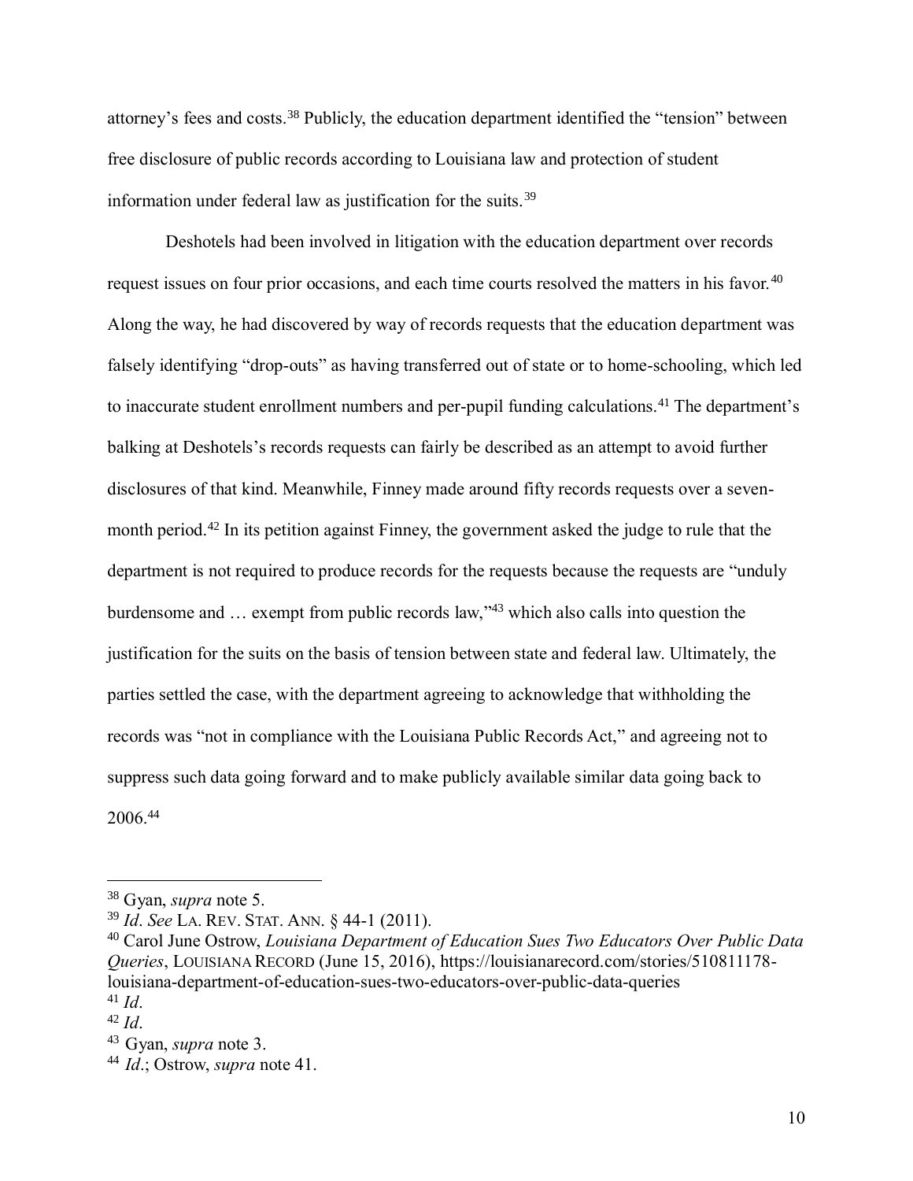attorney's fees and costs.[38] Publicly, the education department identified the "tension" between free disclosure of public records according to Louisiana law and protection of student information under federal law as justification for the suits.[39]

Deshotels had been involved in litigation with the education department over records request issues on four prior occasions, and each time courts resolved the matters in his favor.[40] Along the way, he had discovered by way of records requests that the education department was falsely identifying "drop-outs" as having transferred out of state or to home-schooling, which led to inaccurate student enrollment numbers and per-pupil funding calculations.[41] The department's balking at Deshotels's records requests can fairly be described as an attempt to avoid further disclosures of that kind. Meanwhile, Finney made around fifty records requests over a seven-month period.[42] In its petition against Finney, the government asked the judge to rule that the department is not required to produce records for the requests because the requests are "unduly burdensome and … exempt from public records law,"[43] which also calls into question the justification for the suits on the basis of tension between state and federal law. Ultimately, the parties settled the case, with the department agreeing to acknowledge that withholding the records was "not in compliance with the Louisiana Public Records Act," and agreeing not to suppress such data going forward and to make publicly available similar data going back to 2006.[44]

---

[38] Gyan, *supra* note 5.

[39] *Id*. *See* LA. REV. STAT. ANN. § 44-1 (2011).

[40] Carol June Ostrow, *Louisiana Department of Education Sues Two Educators Over Public Data Queries*, LOUISIANA RECORD (June 15, 2016), https://louisianarecord.com/stories/510811178-louisiana-department-of-education-sues-two-educators-over-public-data-queries

[41] *Id*.

[42] *Id*.

[43] Gyan, *supra* note 3.

[44] *Id*.; Ostrow, *supra* note 41.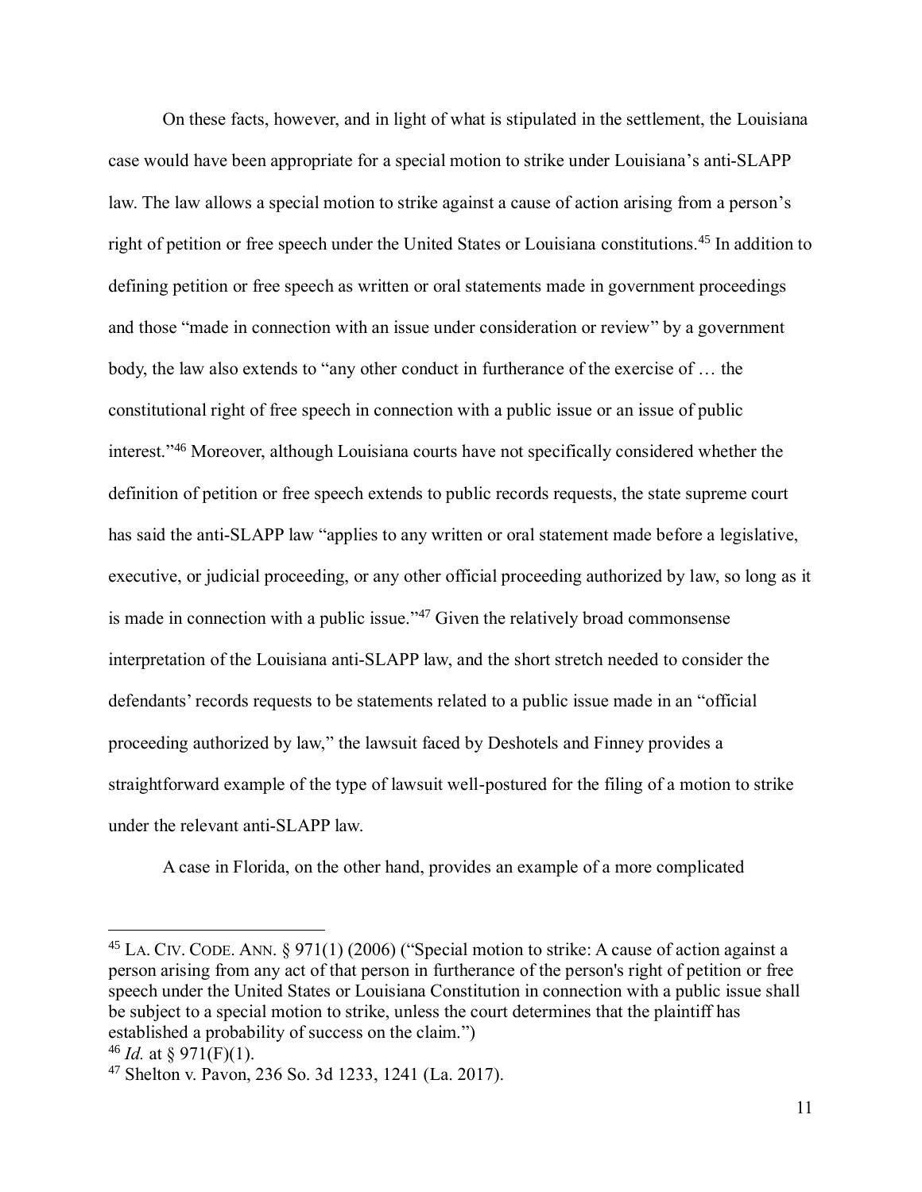On these facts, however, and in light of what is stipulated in the settlement, the Louisiana case would have been appropriate for a special motion to strike under Louisiana's anti-SLAPP law. The law allows a special motion to strike against a cause of action arising from a person's right of petition or free speech under the United States or Louisiana constitutions.[45] In addition to defining petition or free speech as written or oral statements made in government proceedings and those "made in connection with an issue under consideration or review" by a government body, the law also extends to "any other conduct in furtherance of the exercise of … the constitutional right of free speech in connection with a public issue or an issue of public interest."[46] Moreover, although Louisiana courts have not specifically considered whether the definition of petition or free speech extends to public records requests, the state supreme court has said the anti-SLAPP law "applies to any written or oral statement made before a legislative, executive, or judicial proceeding, or any other official proceeding authorized by law, so long as it is made in connection with a public issue."[47] Given the relatively broad commonsense interpretation of the Louisiana anti-SLAPP law, and the short stretch needed to consider the defendants' records requests to be statements related to a public issue made in an "official proceeding authorized by law," the lawsuit faced by Deshotels and Finney provides a straightforward example of the type of lawsuit well-postured for the filing of a motion to strike under the relevant anti-SLAPP law.

A case in Florida, on the other hand, provides an example of a more complicated

---

[45] LA. CIV. CODE. ANN. § 971(1) (2006) ("Special motion to strike: A cause of action against a person arising from any act of that person in furtherance of the person's right of petition or free speech under the United States or Louisiana Constitution in connection with a public issue shall be subject to a special motion to strike, unless the court determines that the plaintiff has established a probability of success on the claim.")

[46] *Id.* at § 971(F)(1).

[47] Shelton v. Pavon, 236 So. 3d 1233, 1241 (La. 2017).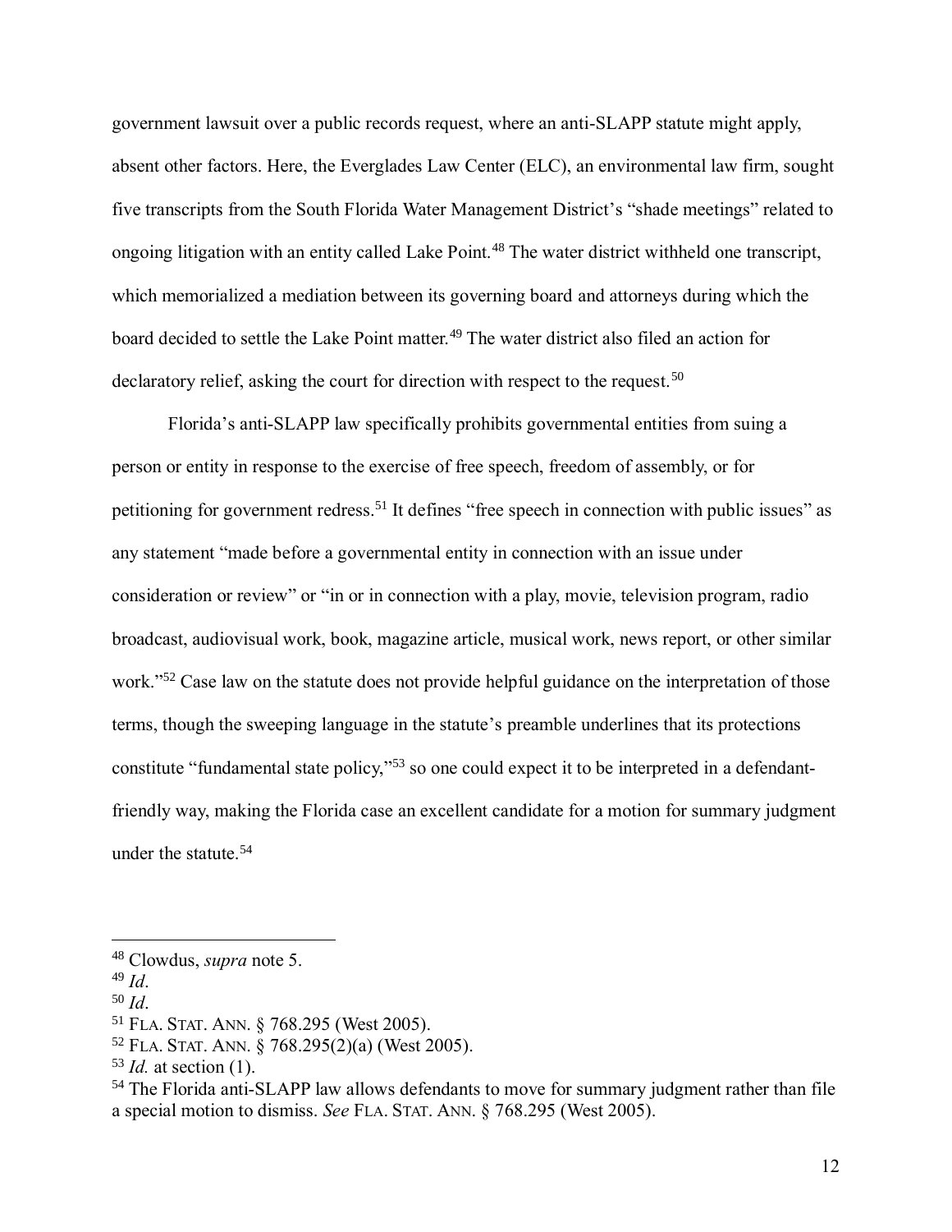government lawsuit over a public records request, where an anti-SLAPP statute might apply, absent other factors. Here, the Everglades Law Center (ELC), an environmental law firm, sought five transcripts from the South Florida Water Management District's "shade meetings" related to ongoing litigation with an entity called Lake Point.[48] The water district withheld one transcript, which memorialized a mediation between its governing board and attorneys during which the board decided to settle the Lake Point matter.[49] The water district also filed an action for declaratory relief, asking the court for direction with respect to the request.[50]

Florida's anti-SLAPP law specifically prohibits governmental entities from suing a person or entity in response to the exercise of free speech, freedom of assembly, or for petitioning for government redress.[51] It defines "free speech in connection with public issues" as any statement "made before a governmental entity in connection with an issue under consideration or review" or "in or in connection with a play, movie, television program, radio broadcast, audiovisual work, book, magazine article, musical work, news report, or other similar work."[52] Case law on the statute does not provide helpful guidance on the interpretation of those terms, though the sweeping language in the statute's preamble underlines that its protections constitute "fundamental state policy,"[53] so one could expect it to be interpreted in a defendant-friendly way, making the Florida case an excellent candidate for a motion for summary judgment under the statute.[54]

---

[48] Clowdus, *supra* note 5.
[49] *Id*.
[50] *Id*.
[51] FLA. STAT. ANN. § 768.295 (West 2005).
[52] FLA. STAT. ANN. § 768.295(2)(a) (West 2005).
[53] *Id.* at section (1).
[54] The Florida anti-SLAPP law allows defendants to move for summary judgment rather than file a special motion to dismiss. *See* FLA. STAT. ANN. § 768.295 (West 2005).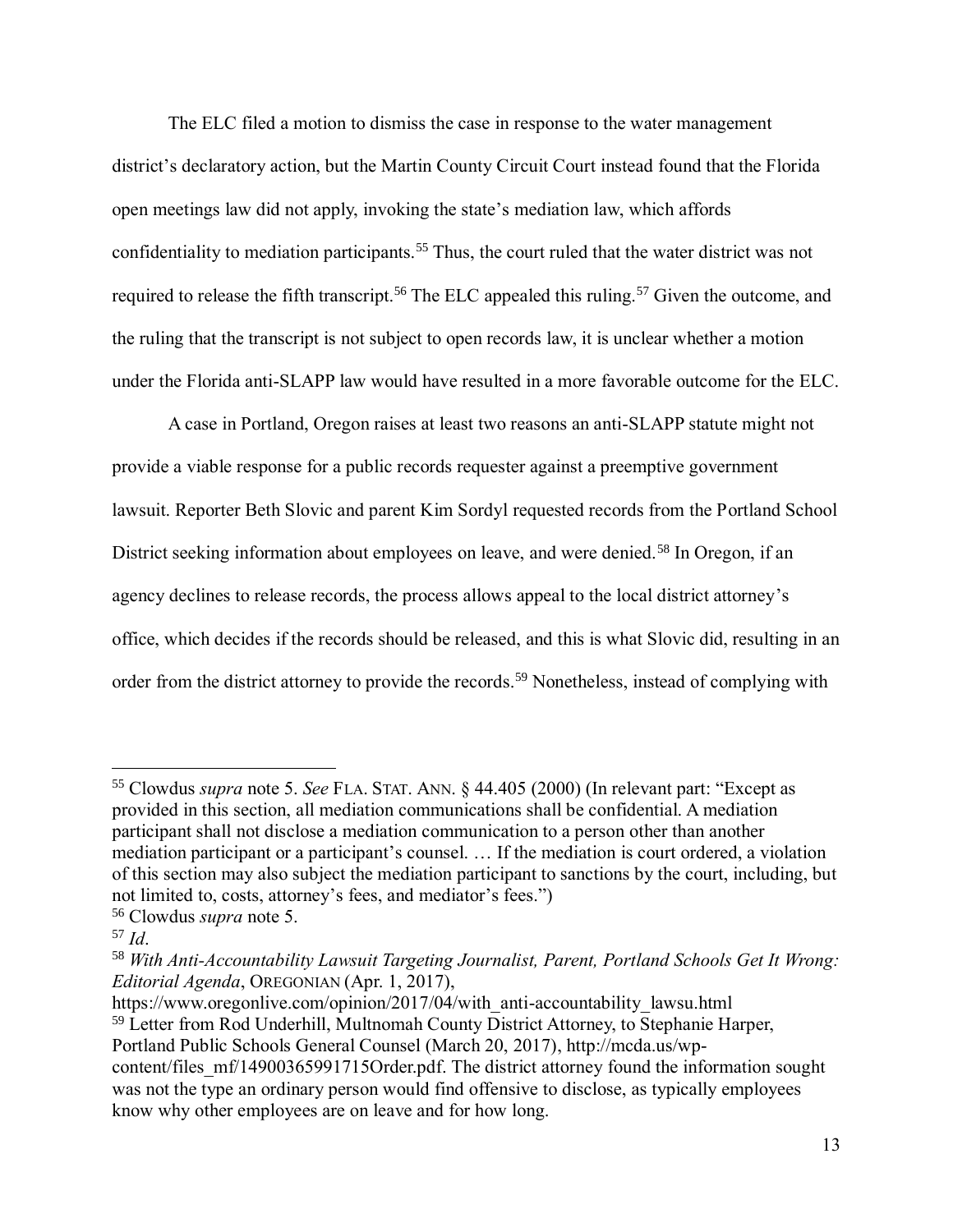The ELC filed a motion to dismiss the case in response to the water management district's declaratory action, but the Martin County Circuit Court instead found that the Florida open meetings law did not apply, invoking the state's mediation law, which affords confidentiality to mediation participants.[55] Thus, the court ruled that the water district was not required to release the fifth transcript.[56] The ELC appealed this ruling.[57] Given the outcome, and the ruling that the transcript is not subject to open records law, it is unclear whether a motion under the Florida anti-SLAPP law would have resulted in a more favorable outcome for the ELC.

A case in Portland, Oregon raises at least two reasons an anti-SLAPP statute might not provide a viable response for a public records requester against a preemptive government lawsuit. Reporter Beth Slovic and parent Kim Sordyl requested records from the Portland School District seeking information about employees on leave, and were denied.[58] In Oregon, if an agency declines to release records, the process allows appeal to the local district attorney's office, which decides if the records should be released, and this is what Slovic did, resulting in an order from the district attorney to provide the records.[59] Nonetheless, instead of complying with

---

[55] Clowdus *supra* note 5. *See* FLA. STAT. ANN. § 44.405 (2000) (In relevant part: "Except as provided in this section, all mediation communications shall be confidential. A mediation participant shall not disclose a mediation communication to a person other than another mediation participant or a participant's counsel. … If the mediation is court ordered, a violation of this section may also subject the mediation participant to sanctions by the court, including, but not limited to, costs, attorney's fees, and mediator's fees.")

[56] Clowdus *supra* note 5.

[57] *Id*.

[58] *With Anti-Accountability Lawsuit Targeting Journalist, Parent, Portland Schools Get It Wrong: Editorial Agenda*, OREGONIAN (Apr. 1, 2017), https://www.oregonlive.com/opinion/2017/04/with_anti-accountability_lawsu.html

[59] Letter from Rod Underhill, Multnomah County District Attorney, to Stephanie Harper, Portland Public Schools General Counsel (March 20, 2017), http://mcda.us/wp-content/files_mf/14900365991715Order.pdf. The district attorney found the information sought was not the type an ordinary person would find offensive to disclose, as typically employees know why other employees are on leave and for how long.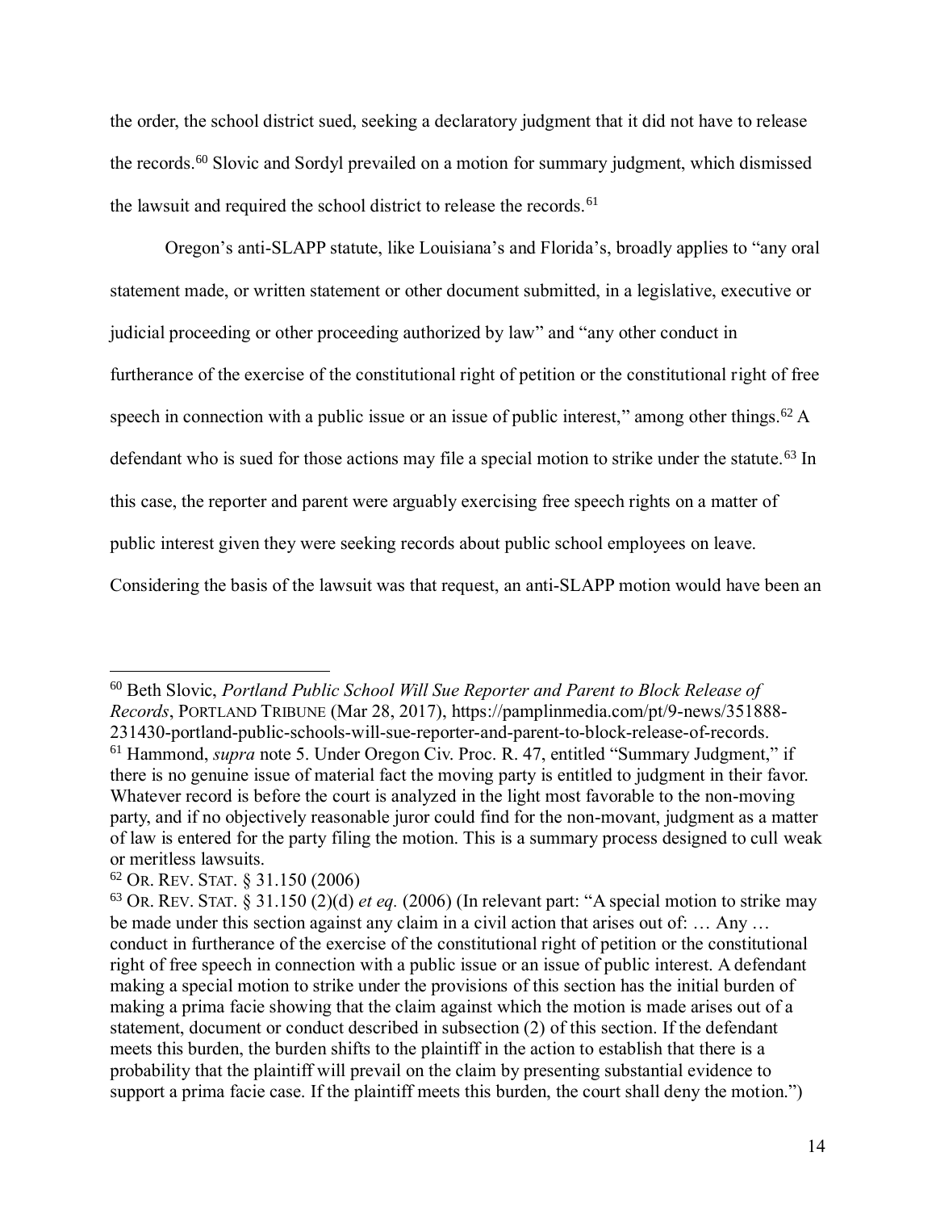the order, the school district sued, seeking a declaratory judgment that it did not have to release the records.[60] Slovic and Sordyl prevailed on a motion for summary judgment, which dismissed the lawsuit and required the school district to release the records.[61]

Oregon's anti-SLAPP statute, like Louisiana's and Florida's, broadly applies to "any oral statement made, or written statement or other document submitted, in a legislative, executive or judicial proceeding or other proceeding authorized by law" and "any other conduct in furtherance of the exercise of the constitutional right of petition or the constitutional right of free speech in connection with a public issue or an issue of public interest," among other things.[62] A defendant who is sued for those actions may file a special motion to strike under the statute.[63] In this case, the reporter and parent were arguably exercising free speech rights on a matter of public interest given they were seeking records about public school employees on leave. Considering the basis of the lawsuit was that request, an anti-SLAPP motion would have been an

---

[60] Beth Slovic, *Portland Public School Will Sue Reporter and Parent to Block Release of Records*, PORTLAND TRIBUNE (Mar 28, 2017), https://pamplinmedia.com/pt/9-news/351888-231430-portland-public-schools-will-sue-reporter-and-parent-to-block-release-of-records.

[61] Hammond, *supra* note 5. Under Oregon Civ. Proc. R. 47, entitled "Summary Judgment," if there is no genuine issue of material fact the moving party is entitled to judgment in their favor. Whatever record is before the court is analyzed in the light most favorable to the non-moving party, and if no objectively reasonable juror could find for the non-movant, judgment as a matter of law is entered for the party filing the motion. This is a summary process designed to cull weak or meritless lawsuits.

[62] OR. REV. STAT. § 31.150 (2006)

[63] OR. REV. STAT. § 31.150 (2)(d) *et eq.* (2006) (In relevant part: "A special motion to strike may be made under this section against any claim in a civil action that arises out of: … Any … conduct in furtherance of the exercise of the constitutional right of petition or the constitutional right of free speech in connection with a public issue or an issue of public interest. A defendant making a special motion to strike under the provisions of this section has the initial burden of making a prima facie showing that the claim against which the motion is made arises out of a statement, document or conduct described in subsection (2) of this section. If the defendant meets this burden, the burden shifts to the plaintiff in the action to establish that there is a probability that the plaintiff will prevail on the claim by presenting substantial evidence to support a prima facie case. If the plaintiff meets this burden, the court shall deny the motion.")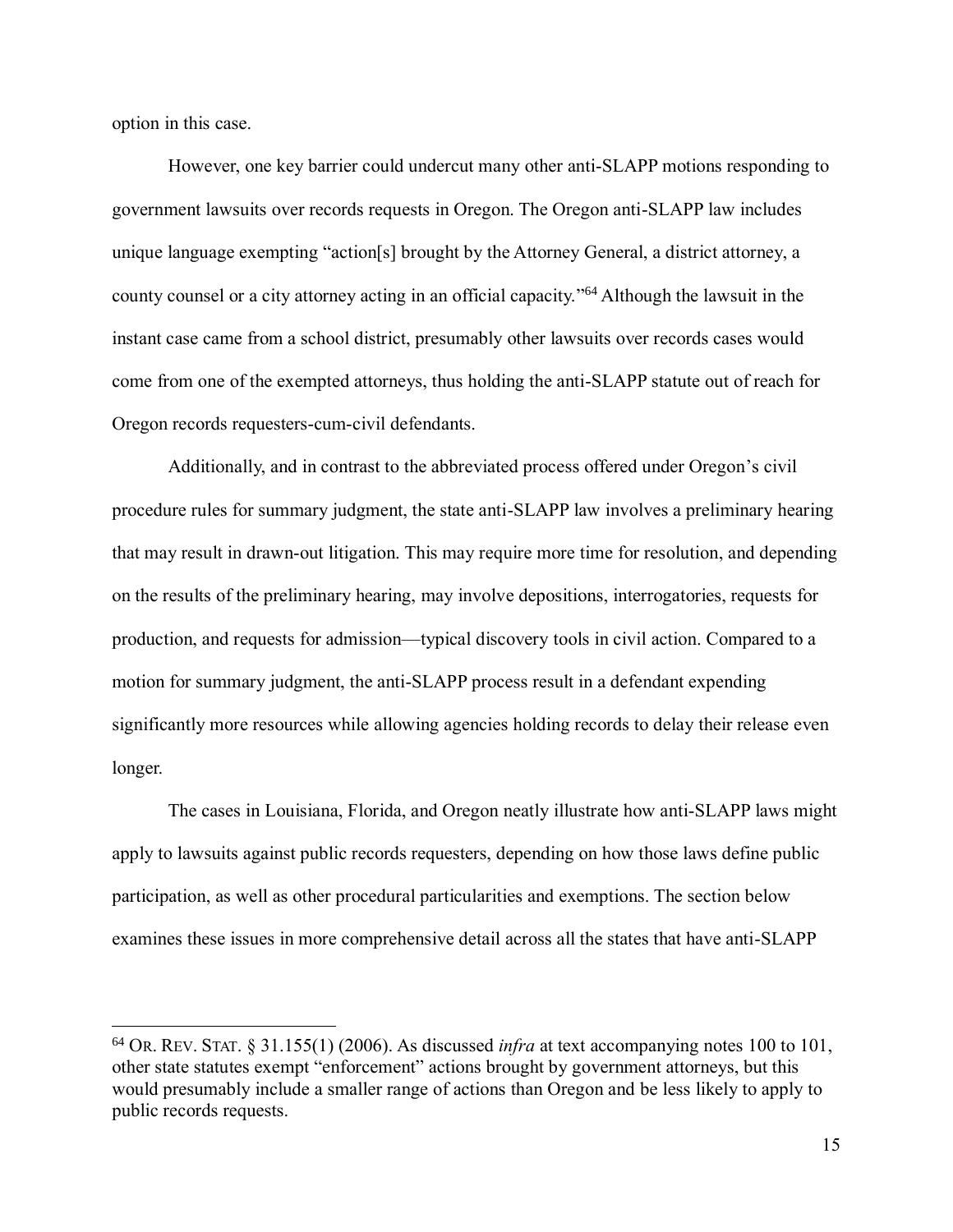option in this case.

However, one key barrier could undercut many other anti-SLAPP motions responding to government lawsuits over records requests in Oregon. The Oregon anti-SLAPP law includes unique language exempting "action[s] brought by the Attorney General, a district attorney, a county counsel or a city attorney acting in an official capacity."[64] Although the lawsuit in the instant case came from a school district, presumably other lawsuits over records cases would come from one of the exempted attorneys, thus holding the anti-SLAPP statute out of reach for Oregon records requesters-cum-civil defendants.

Additionally, and in contrast to the abbreviated process offered under Oregon's civil procedure rules for summary judgment, the state anti-SLAPP law involves a preliminary hearing that may result in drawn-out litigation. This may require more time for resolution, and depending on the results of the preliminary hearing, may involve depositions, interrogatories, requests for production, and requests for admission—typical discovery tools in civil action. Compared to a motion for summary judgment, the anti-SLAPP process result in a defendant expending significantly more resources while allowing agencies holding records to delay their release even longer.

The cases in Louisiana, Florida, and Oregon neatly illustrate how anti-SLAPP laws might apply to lawsuits against public records requesters, depending on how those laws define public participation, as well as other procedural particularities and exemptions. The section below examines these issues in more comprehensive detail across all the states that have anti-SLAPP

---

[64] OR. REV. STAT. § 31.155(1) (2006). As discussed *infra* at text accompanying notes 100 to 101, other state statutes exempt "enforcement" actions brought by government attorneys, but this would presumably include a smaller range of actions than Oregon and be less likely to apply to public records requests.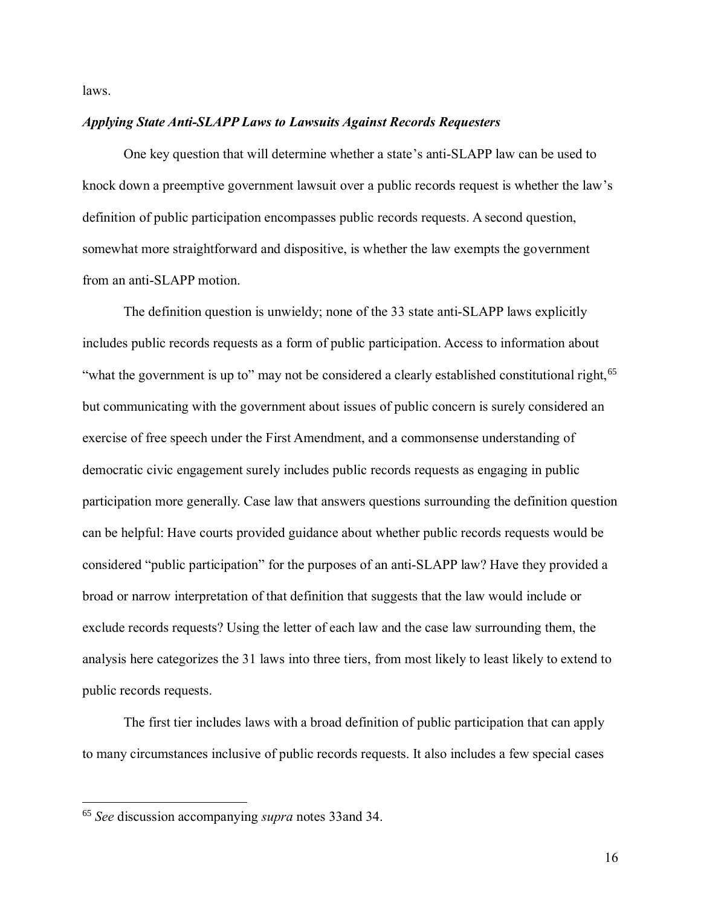laws.

***Applying State Anti-SLAPP Laws to Lawsuits Against Records Requesters***

One key question that will determine whether a state's anti-SLAPP law can be used to knock down a preemptive government lawsuit over a public records request is whether the law's definition of public participation encompasses public records requests. A second question, somewhat more straightforward and dispositive, is whether the law exempts the government from an anti-SLAPP motion.

The definition question is unwieldy; none of the 33 state anti-SLAPP laws explicitly includes public records requests as a form of public participation. Access to information about "what the government is up to" may not be considered a clearly established constitutional right,[65] but communicating with the government about issues of public concern is surely considered an exercise of free speech under the First Amendment, and a commonsense understanding of democratic civic engagement surely includes public records requests as engaging in public participation more generally. Case law that answers questions surrounding the definition question can be helpful: Have courts provided guidance about whether public records requests would be considered "public participation" for the purposes of an anti-SLAPP law? Have they provided a broad or narrow interpretation of that definition that suggests that the law would include or exclude records requests? Using the letter of each law and the case law surrounding them, the analysis here categorizes the 31 laws into three tiers, from most likely to least likely to extend to public records requests.

The first tier includes laws with a broad definition of public participation that can apply to many circumstances inclusive of public records requests. It also includes a few special cases

---

[65] *See* discussion accompanying *supra* notes 33and 34.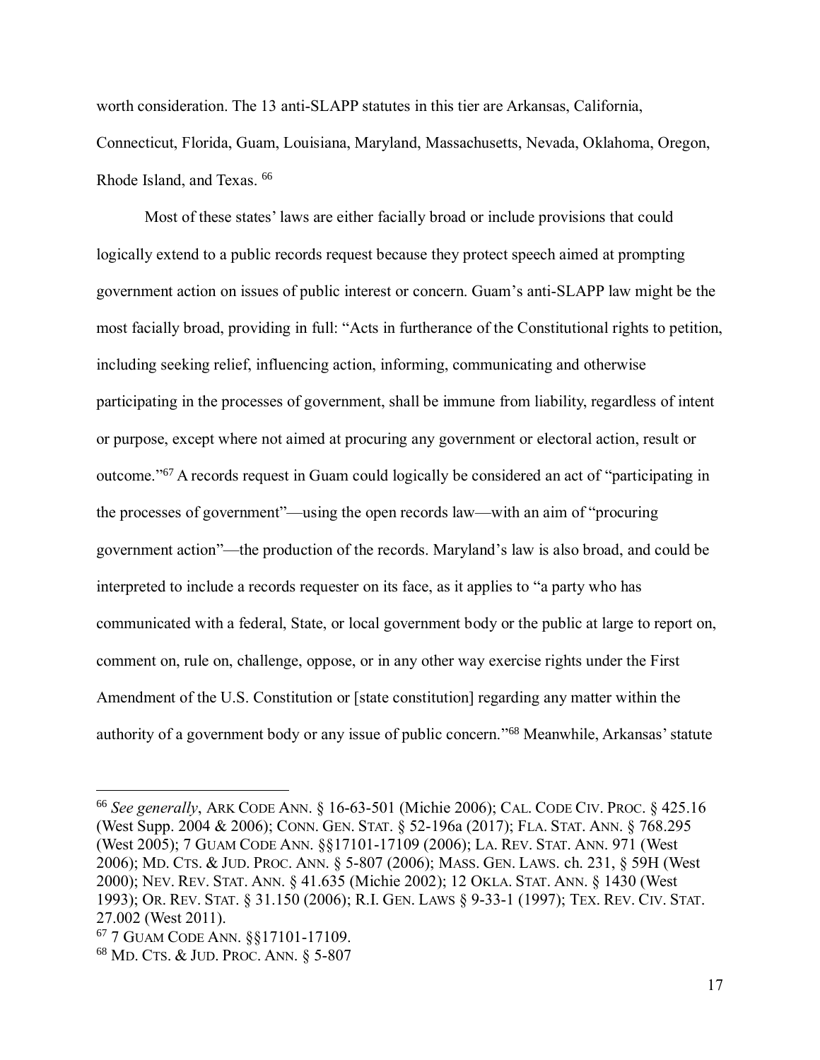worth consideration. The 13 anti-SLAPP statutes in this tier are Arkansas, California, Connecticut, Florida, Guam, Louisiana, Maryland, Massachusetts, Nevada, Oklahoma, Oregon, Rhode Island, and Texas. [66]

Most of these states' laws are either facially broad or include provisions that could logically extend to a public records request because they protect speech aimed at prompting government action on issues of public interest or concern. Guam's anti-SLAPP law might be the most facially broad, providing in full: "Acts in furtherance of the Constitutional rights to petition, including seeking relief, influencing action, informing, communicating and otherwise participating in the processes of government, shall be immune from liability, regardless of intent or purpose, except where not aimed at procuring any government or electoral action, result or outcome."[67] A records request in Guam could logically be considered an act of "participating in the processes of government"—using the open records law—with an aim of "procuring government action"—the production of the records. Maryland's law is also broad, and could be interpreted to include a records requester on its face, as it applies to "a party who has communicated with a federal, State, or local government body or the public at large to report on, comment on, rule on, challenge, oppose, or in any other way exercise rights under the First Amendment of the U.S. Constitution or [state constitution] regarding any matter within the authority of a government body or any issue of public concern."[68] Meanwhile, Arkansas' statute

---

[66] *See generally*, ARK CODE ANN. § 16-63-501 (Michie 2006); CAL. CODE CIV. PROC. § 425.16 (West Supp. 2004 & 2006); CONN. GEN. STAT. § 52-196a (2017); FLA. STAT. ANN. § 768.295 (West 2005); 7 GUAM CODE ANN. §§17101-17109 (2006); LA. REV. STAT. ANN. 971 (West 2006); MD. CTS. & JUD. PROC. ANN. § 5-807 (2006); MASS. GEN. LAWS. ch. 231, § 59H (West 2000); NEV. REV. STAT. ANN. § 41.635 (Michie 2002); 12 OKLA. STAT. ANN. § 1430 (West 1993); OR. REV. STAT. § 31.150 (2006); R.I. GEN. LAWS § 9-33-1 (1997); TEX. REV. CIV. STAT. 27.002 (West 2011).

[67] 7 GUAM CODE ANN. §§17101-17109.

[68] MD. CTS. & JUD. PROC. ANN. § 5-807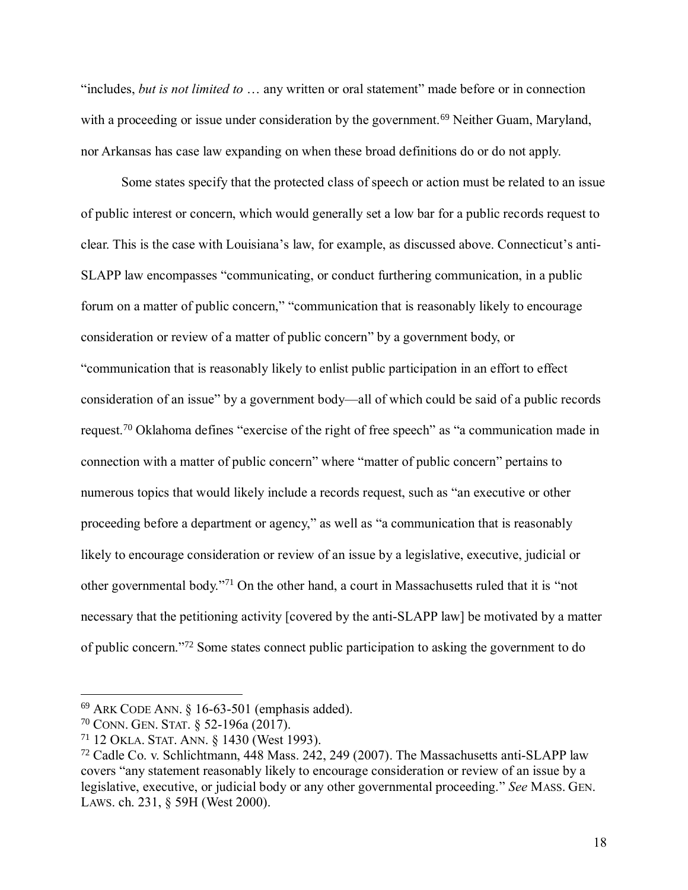"includes, *but is not limited to* … any written or oral statement" made before or in connection with a proceeding or issue under consideration by the government.[69] Neither Guam, Maryland, nor Arkansas has case law expanding on when these broad definitions do or do not apply.

Some states specify that the protected class of speech or action must be related to an issue of public interest or concern, which would generally set a low bar for a public records request to clear. This is the case with Louisiana's law, for example, as discussed above. Connecticut's anti-SLAPP law encompasses "communicating, or conduct furthering communication, in a public forum on a matter of public concern," "communication that is reasonably likely to encourage consideration or review of a matter of public concern" by a government body, or "communication that is reasonably likely to enlist public participation in an effort to effect consideration of an issue" by a government body—all of which could be said of a public records request.[70] Oklahoma defines "exercise of the right of free speech" as "a communication made in connection with a matter of public concern" where "matter of public concern" pertains to numerous topics that would likely include a records request, such as "an executive or other proceeding before a department or agency," as well as "a communication that is reasonably likely to encourage consideration or review of an issue by a legislative, executive, judicial or other governmental body."[71] On the other hand, a court in Massachusetts ruled that it is "not necessary that the petitioning activity [covered by the anti-SLAPP law] be motivated by a matter of public concern."[72] Some states connect public participation to asking the government to do

---

[69] ARK CODE ANN. § 16-63-501 (emphasis added).

[70] CONN. GEN. STAT. § 52-196a (2017).

[71] 12 OKLA. STAT. ANN. § 1430 (West 1993).

[72] Cadle Co. v. Schlichtmann, 448 Mass. 242, 249 (2007). The Massachusetts anti-SLAPP law covers "any statement reasonably likely to encourage consideration or review of an issue by a legislative, executive, or judicial body or any other governmental proceeding." *See* MASS. GEN. LAWS. ch. 231, § 59H (West 2000).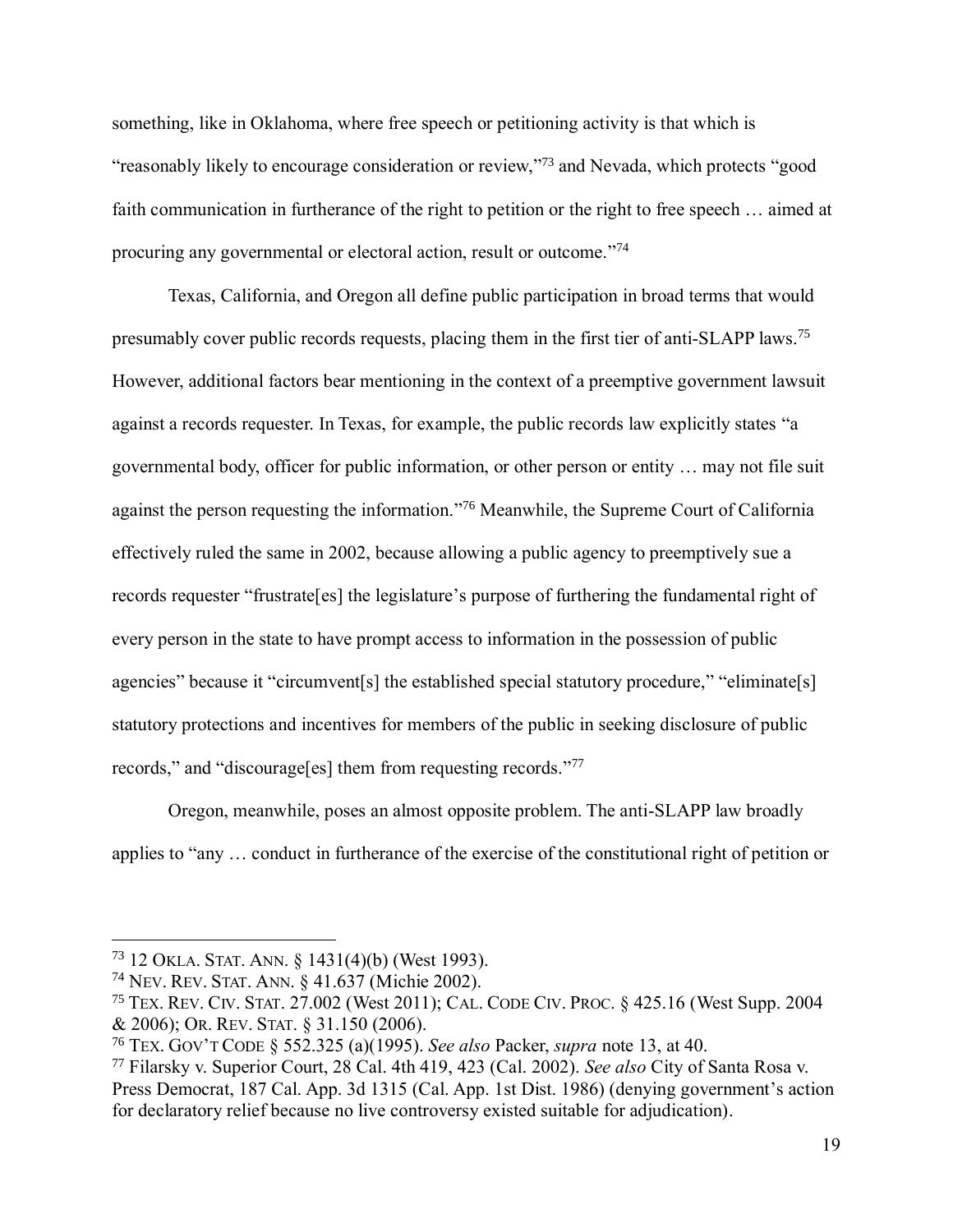something, like in Oklahoma, where free speech or petitioning activity is that which is "reasonably likely to encourage consideration or review,"[73] and Nevada, which protects "good faith communication in furtherance of the right to petition or the right to free speech … aimed at procuring any governmental or electoral action, result or outcome."[74]

Texas, California, and Oregon all define public participation in broad terms that would presumably cover public records requests, placing them in the first tier of anti-SLAPP laws.[75] However, additional factors bear mentioning in the context of a preemptive government lawsuit against a records requester. In Texas, for example, the public records law explicitly states "a governmental body, officer for public information, or other person or entity … may not file suit against the person requesting the information."[76] Meanwhile, the Supreme Court of California effectively ruled the same in 2002, because allowing a public agency to preemptively sue a records requester "frustrate[es] the legislature's purpose of furthering the fundamental right of every person in the state to have prompt access to information in the possession of public agencies" because it "circumvent[s] the established special statutory procedure," "eliminate[s] statutory protections and incentives for members of the public in seeking disclosure of public records," and "discourage[es] them from requesting records."[77]

Oregon, meanwhile, poses an almost opposite problem. The anti-SLAPP law broadly applies to "any … conduct in furtherance of the exercise of the constitutional right of petition or

---

[73] 12 OKLA. STAT. ANN. § 1431(4)(b) (West 1993).

[74] NEV. REV. STAT. ANN. § 41.637 (Michie 2002).

[75] TEX. REV. CIV. STAT. 27.002 (West 2011); CAL. CODE CIV. PROC. § 425.16 (West Supp. 2004 & 2006); OR. REV. STAT. § 31.150 (2006).

[76] TEX. GOV'T CODE § 552.325 (a)(1995). *See also* Packer, *supra* note 13, at 40.

[77] Filarsky v. Superior Court, 28 Cal. 4th 419, 423 (Cal. 2002). *See also* City of Santa Rosa v. Press Democrat, 187 Cal. App. 3d 1315 (Cal. App. 1st Dist. 1986) (denying government's action for declaratory relief because no live controversy existed suitable for adjudication).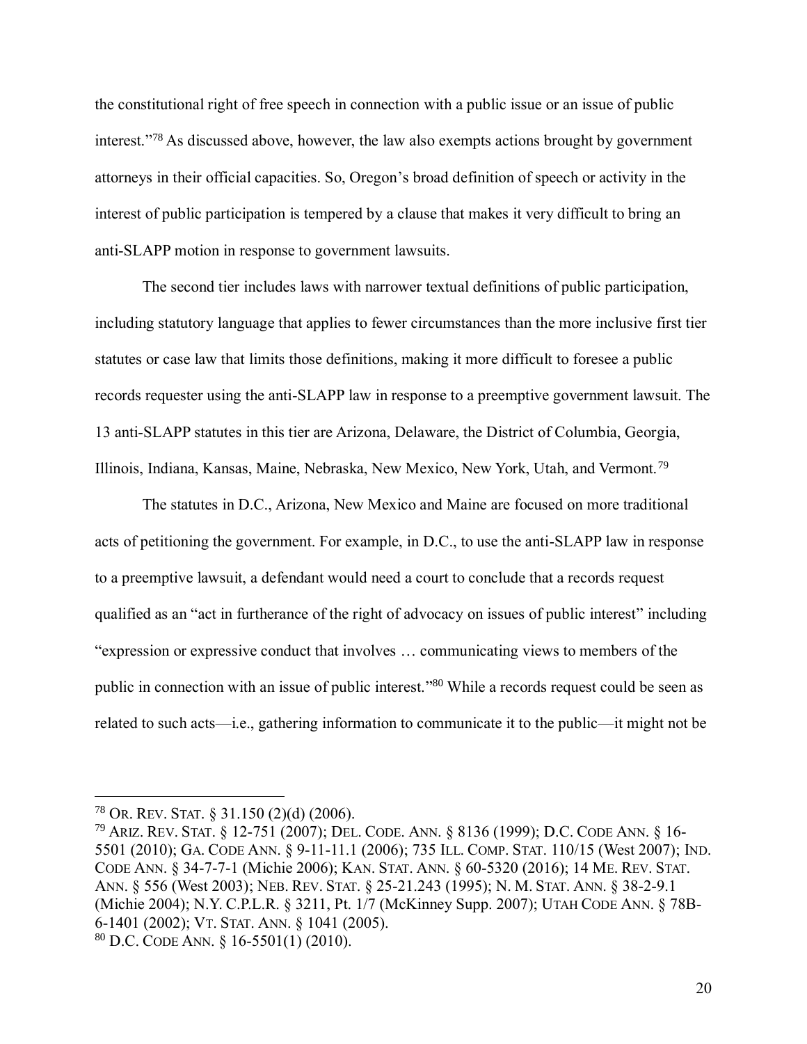the constitutional right of free speech in connection with a public issue or an issue of public interest."[78] As discussed above, however, the law also exempts actions brought by government attorneys in their official capacities. So, Oregon's broad definition of speech or activity in the interest of public participation is tempered by a clause that makes it very difficult to bring an anti-SLAPP motion in response to government lawsuits.

The second tier includes laws with narrower textual definitions of public participation, including statutory language that applies to fewer circumstances than the more inclusive first tier statutes or case law that limits those definitions, making it more difficult to foresee a public records requester using the anti-SLAPP law in response to a preemptive government lawsuit. The 13 anti-SLAPP statutes in this tier are Arizona, Delaware, the District of Columbia, Georgia, Illinois, Indiana, Kansas, Maine, Nebraska, New Mexico, New York, Utah, and Vermont.[79]

The statutes in D.C., Arizona, New Mexico and Maine are focused on more traditional acts of petitioning the government. For example, in D.C., to use the anti-SLAPP law in response to a preemptive lawsuit, a defendant would need a court to conclude that a records request qualified as an "act in furtherance of the right of advocacy on issues of public interest" including "expression or expressive conduct that involves … communicating views to members of the public in connection with an issue of public interest."[80] While a records request could be seen as related to such acts—i.e., gathering information to communicate it to the public—it might not be

---

[78] OR. REV. STAT. § 31.150 (2)(d) (2006).

[79] ARIZ. REV. STAT. § 12-751 (2007); DEL. CODE. ANN. § 8136 (1999); D.C. CODE ANN. § 16-5501 (2010); GA. CODE ANN. § 9-11-11.1 (2006); 735 ILL. COMP. STAT. 110/15 (West 2007); IND. CODE ANN. § 34-7-7-1 (Michie 2006); KAN. STAT. ANN. § 60-5320 (2016); 14 ME. REV. STAT. ANN. § 556 (West 2003); NEB. REV. STAT. § 25-21.243 (1995); N. M. STAT. ANN. § 38-2-9.1 (Michie 2004); N.Y. C.P.L.R. § 3211, Pt. 1/7 (McKinney Supp. 2007); UTAH CODE ANN. § 78B-6-1401 (2002); VT. STAT. ANN. § 1041 (2005).

[80] D.C. CODE ANN. § 16-5501(1) (2010).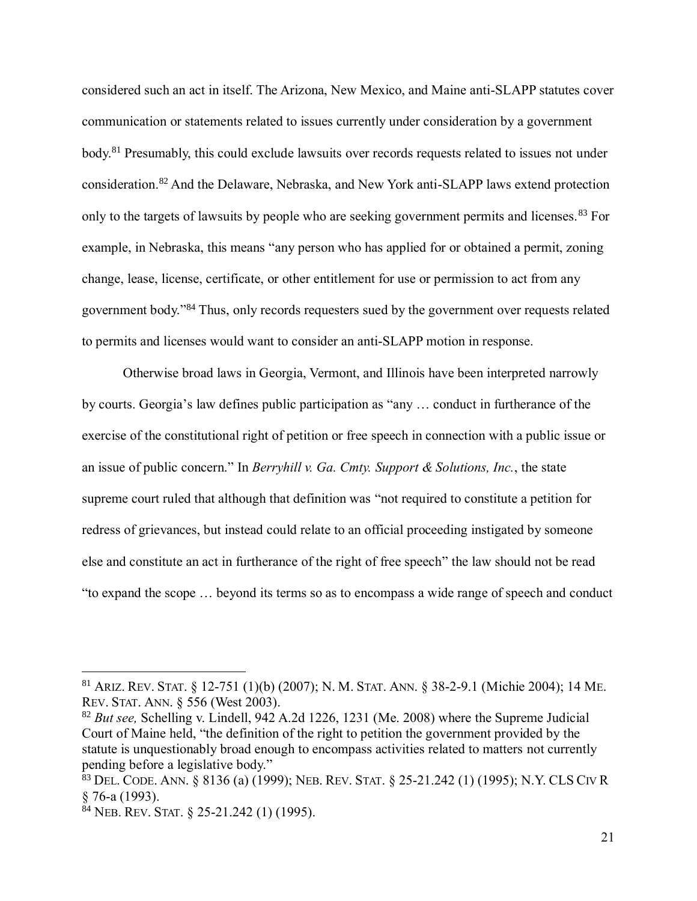considered such an act in itself. The Arizona, New Mexico, and Maine anti-SLAPP statutes cover communication or statements related to issues currently under consideration by a government body.[81] Presumably, this could exclude lawsuits over records requests related to issues not under consideration.[82] And the Delaware, Nebraska, and New York anti-SLAPP laws extend protection only to the targets of lawsuits by people who are seeking government permits and licenses.[83] For example, in Nebraska, this means "any person who has applied for or obtained a permit, zoning change, lease, license, certificate, or other entitlement for use or permission to act from any government body."[84] Thus, only records requesters sued by the government over requests related to permits and licenses would want to consider an anti-SLAPP motion in response.

Otherwise broad laws in Georgia, Vermont, and Illinois have been interpreted narrowly by courts. Georgia's law defines public participation as "any … conduct in furtherance of the exercise of the constitutional right of petition or free speech in connection with a public issue or an issue of public concern." In *Berryhill v. Ga. Cmty. Support & Solutions, Inc.*, the state supreme court ruled that although that definition was "not required to constitute a petition for redress of grievances, but instead could relate to an official proceeding instigated by someone else and constitute an act in furtherance of the right of free speech" the law should not be read "to expand the scope … beyond its terms so as to encompass a wide range of speech and conduct

---

[81] ARIZ. REV. STAT. § 12-751 (1)(b) (2007); N. M. STAT. ANN. § 38-2-9.1 (Michie 2004); 14 ME. REV. STAT. ANN. § 556 (West 2003).

[82] *But see,* Schelling v. Lindell, 942 A.2d 1226, 1231 (Me. 2008) where the Supreme Judicial Court of Maine held, "the definition of the right to petition the government provided by the statute is unquestionably broad enough to encompass activities related to matters not currently pending before a legislative body."

[83] DEL. CODE. ANN. § 8136 (a) (1999); NEB. REV. STAT. § 25-21.242 (1) (1995); N.Y. CLS CIV R § 76-a (1993).

[84] NEB. REV. STAT. § 25-21.242 (1) (1995).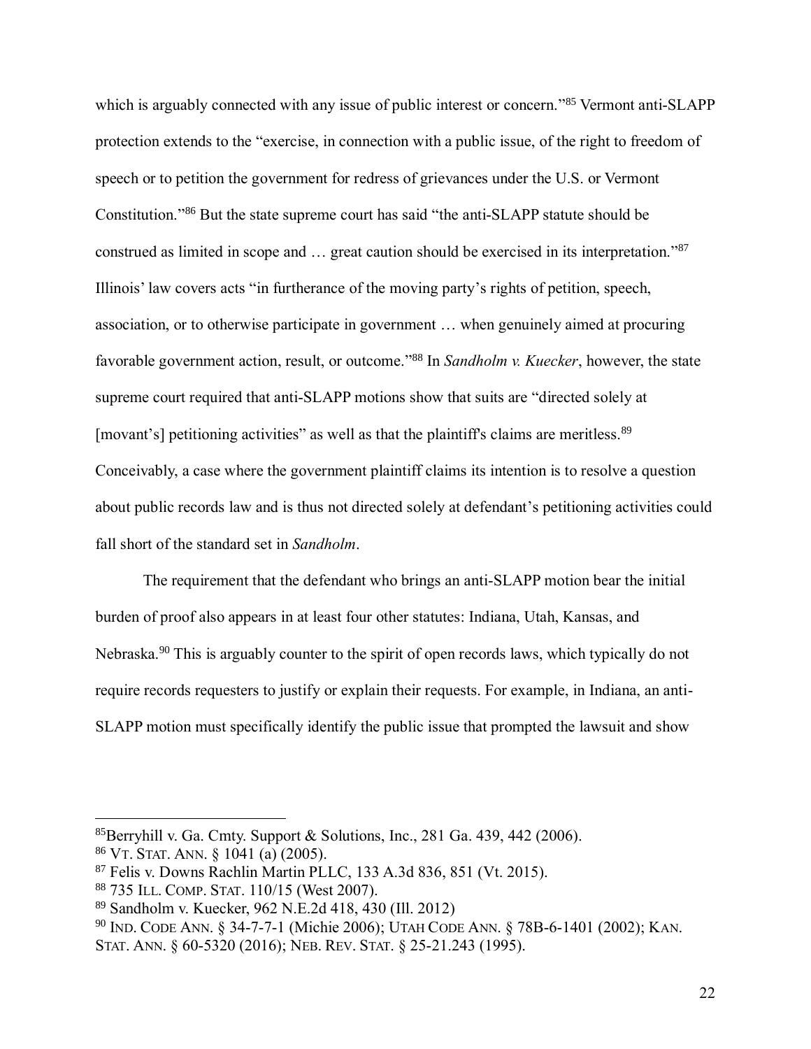which is arguably connected with any issue of public interest or concern."[85] Vermont anti-SLAPP protection extends to the "exercise, in connection with a public issue, of the right to freedom of speech or to petition the government for redress of grievances under the U.S. or Vermont Constitution."[86] But the state supreme court has said "the anti-SLAPP statute should be construed as limited in scope and … great caution should be exercised in its interpretation."[87] Illinois' law covers acts "in furtherance of the moving party's rights of petition, speech, association, or to otherwise participate in government … when genuinely aimed at procuring favorable government action, result, or outcome."[88] In *Sandholm v. Kuecker*, however, the state supreme court required that anti-SLAPP motions show that suits are "directed solely at [movant's] petitioning activities" as well as that the plaintiff's claims are meritless.[89] Conceivably, a case where the government plaintiff claims its intention is to resolve a question about public records law and is thus not directed solely at defendant's petitioning activities could fall short of the standard set in *Sandholm*.

The requirement that the defendant who brings an anti-SLAPP motion bear the initial burden of proof also appears in at least four other statutes: Indiana, Utah, Kansas, and Nebraska.[90] This is arguably counter to the spirit of open records laws, which typically do not require records requesters to justify or explain their requests. For example, in Indiana, an anti-SLAPP motion must specifically identify the public issue that prompted the lawsuit and show

---

[85] Berryhill v. Ga. Cmty. Support & Solutions, Inc., 281 Ga. 439, 442 (2006).

[86] VT. STAT. ANN. § 1041 (a) (2005).

[87] Felis v. Downs Rachlin Martin PLLC, 133 A.3d 836, 851 (Vt. 2015).

[88] 735 ILL. COMP. STAT. 110/15 (West 2007).

[89] Sandholm v. Kuecker, 962 N.E.2d 418, 430 (Ill. 2012)

[90] IND. CODE ANN. § 34-7-7-1 (Michie 2006); UTAH CODE ANN. § 78B-6-1401 (2002); KAN. STAT. ANN. § 60-5320 (2016); NEB. REV. STAT. § 25-21.243 (1995).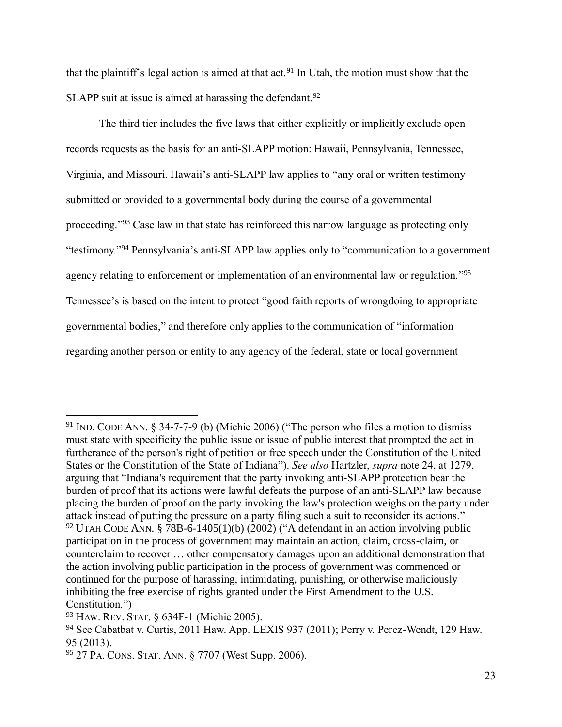that the plaintiff's legal action is aimed at that act.[91] In Utah, the motion must show that the SLAPP suit at issue is aimed at harassing the defendant.[92]

The third tier includes the five laws that either explicitly or implicitly exclude open records requests as the basis for an anti-SLAPP motion: Hawaii, Pennsylvania, Tennessee, Virginia, and Missouri. Hawaii's anti-SLAPP law applies to "any oral or written testimony submitted or provided to a governmental body during the course of a governmental proceeding."[93] Case law in that state has reinforced this narrow language as protecting only "testimony."[94] Pennsylvania's anti-SLAPP law applies only to "communication to a government agency relating to enforcement or implementation of an environmental law or regulation."[95] Tennessee's is based on the intent to protect "good faith reports of wrongdoing to appropriate governmental bodies," and therefore only applies to the communication of "information regarding another person or entity to any agency of the federal, state or local government

---

[91] IND. CODE ANN. § 34-7-7-9 (b) (Michie 2006) ("The person who files a motion to dismiss must state with specificity the public issue or issue of public interest that prompted the act in furtherance of the person's right of petition or free speech under the Constitution of the United States or the Constitution of the State of Indiana"). *See also* Hartzler, *supra* note 24, at 1279, arguing that "Indiana's requirement that the party invoking anti-SLAPP protection bear the burden of proof that its actions were lawful defeats the purpose of an anti-SLAPP law because placing the burden of proof on the party invoking the law's protection weighs on the party under attack instead of putting the pressure on a party filing such a suit to reconsider its actions."

[92] UTAH CODE ANN. § 78B-6-1405(1)(b) (2002) ("A defendant in an action involving public participation in the process of government may maintain an action, claim, cross-claim, or counterclaim to recover … other compensatory damages upon an additional demonstration that the action involving public participation in the process of government was commenced or continued for the purpose of harassing, intimidating, punishing, or otherwise maliciously inhibiting the free exercise of rights granted under the First Amendment to the U.S. Constitution.")

[93] HAW. REV. STAT. § 634F-1 (Michie 2005).

[94] See Cabatbat v. Curtis, 2011 Haw. App. LEXIS 937 (2011); Perry v. Perez-Wendt, 129 Haw. 95 (2013).

[95] 27 PA. CONS. STAT. ANN. § 7707 (West Supp. 2006).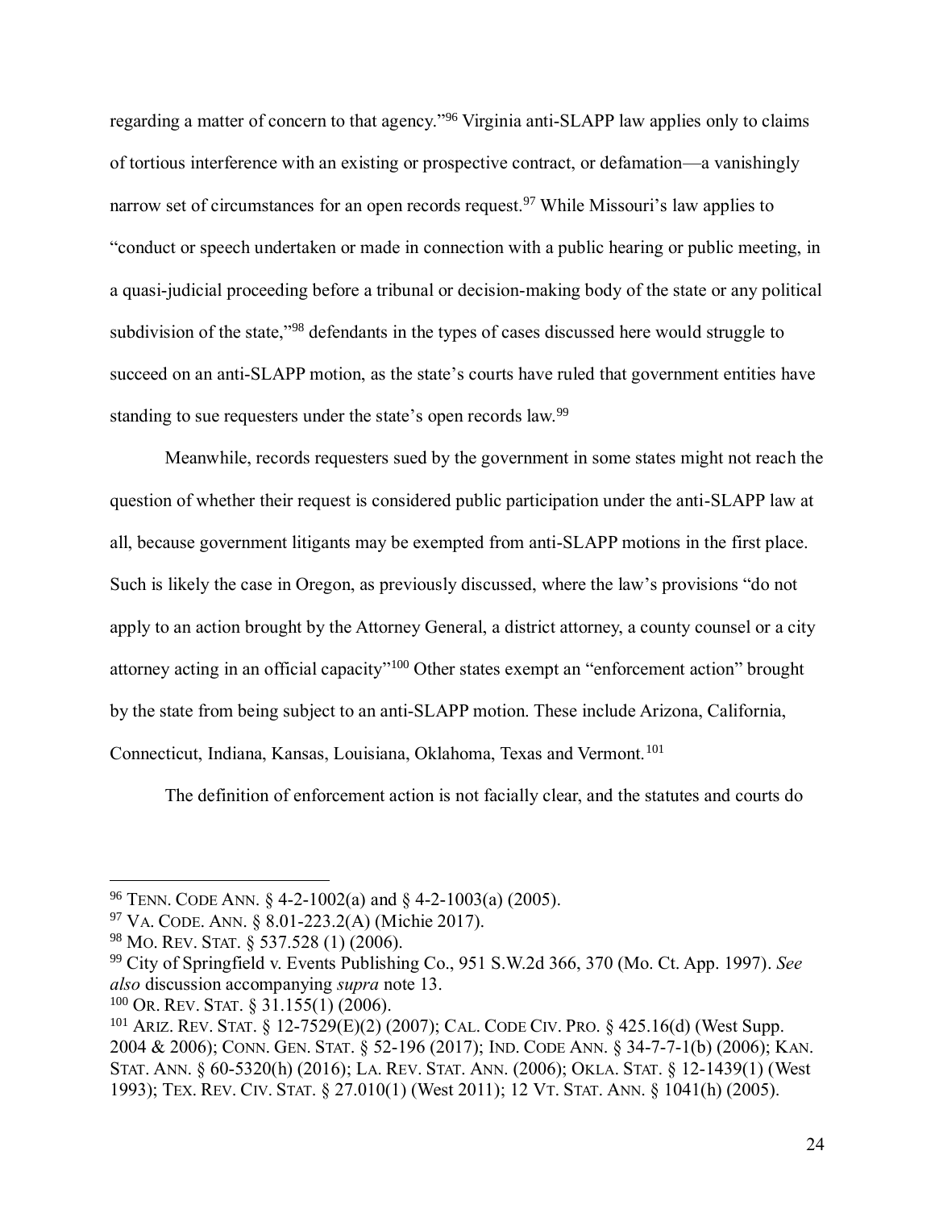regarding a matter of concern to that agency."[96] Virginia anti-SLAPP law applies only to claims of tortious interference with an existing or prospective contract, or defamation—a vanishingly narrow set of circumstances for an open records request.[97] While Missouri's law applies to "conduct or speech undertaken or made in connection with a public hearing or public meeting, in a quasi-judicial proceeding before a tribunal or decision-making body of the state or any political subdivision of the state,"[98] defendants in the types of cases discussed here would struggle to succeed on an anti-SLAPP motion, as the state's courts have ruled that government entities have standing to sue requesters under the state's open records law.[99]

Meanwhile, records requesters sued by the government in some states might not reach the question of whether their request is considered public participation under the anti-SLAPP law at all, because government litigants may be exempted from anti-SLAPP motions in the first place. Such is likely the case in Oregon, as previously discussed, where the law's provisions "do not apply to an action brought by the Attorney General, a district attorney, a county counsel or a city attorney acting in an official capacity"[100] Other states exempt an "enforcement action" brought by the state from being subject to an anti-SLAPP motion. These include Arizona, California, Connecticut, Indiana, Kansas, Louisiana, Oklahoma, Texas and Vermont.[101]

The definition of enforcement action is not facially clear, and the statutes and courts do

---

[96] TENN. CODE ANN. § 4-2-1002(a) and § 4-2-1003(a) (2005).

[97] VA. CODE. ANN. § 8.01-223.2(A) (Michie 2017).

[98] MO. REV. STAT. § 537.528 (1) (2006).

[99] City of Springfield v. Events Publishing Co., 951 S.W.2d 366, 370 (Mo. Ct. App. 1997). *See also* discussion accompanying *supra* note 13.

[100] OR. REV. STAT. § 31.155(1) (2006).

[101] ARIZ. REV. STAT. § 12-7529(E)(2) (2007); CAL. CODE CIV. PRO. § 425.16(d) (West Supp. 2004 & 2006); CONN. GEN. STAT. § 52-196 (2017); IND. CODE ANN. § 34-7-7-1(b) (2006); KAN. STAT. ANN. § 60-5320(h) (2016); LA. REV. STAT. ANN. (2006); OKLA. STAT. § 12-1439(1) (West 1993); TEX. REV. CIV. STAT. § 27.010(1) (West 2011); 12 VT. STAT. ANN. § 1041(h) (2005).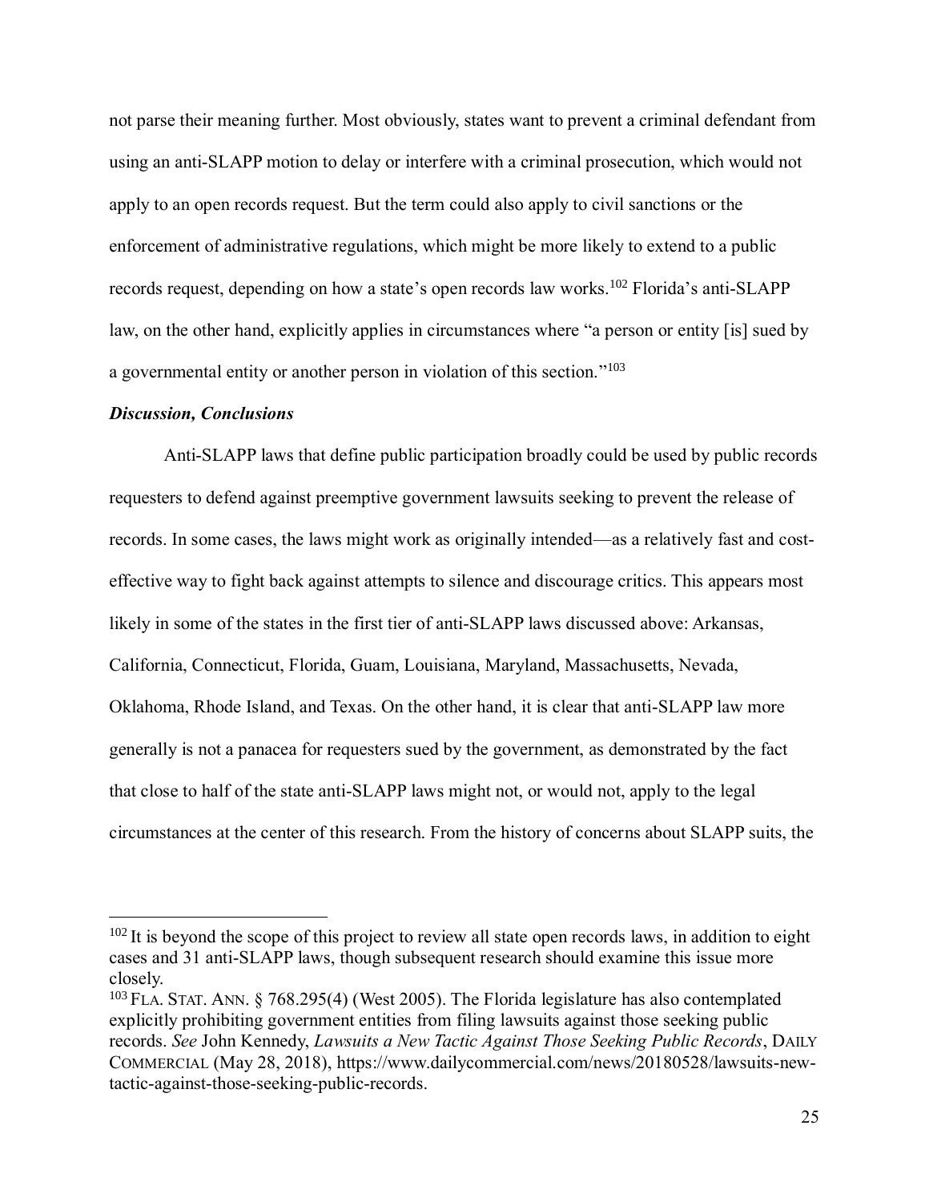not parse their meaning further. Most obviously, states want to prevent a criminal defendant from using an anti-SLAPP motion to delay or interfere with a criminal prosecution, which would not apply to an open records request. But the term could also apply to civil sanctions or the enforcement of administrative regulations, which might be more likely to extend to a public records request, depending on how a state's open records law works.[102] Florida's anti-SLAPP law, on the other hand, explicitly applies in circumstances where "a person or entity [is] sued by a governmental entity or another person in violation of this section."[103]

***Discussion, Conclusions***

Anti-SLAPP laws that define public participation broadly could be used by public records requesters to defend against preemptive government lawsuits seeking to prevent the release of records. In some cases, the laws might work as originally intended—as a relatively fast and cost-effective way to fight back against attempts to silence and discourage critics. This appears most likely in some of the states in the first tier of anti-SLAPP laws discussed above: Arkansas, California, Connecticut, Florida, Guam, Louisiana, Maryland, Massachusetts, Nevada, Oklahoma, Rhode Island, and Texas. On the other hand, it is clear that anti-SLAPP law more generally is not a panacea for requesters sued by the government, as demonstrated by the fact that close to half of the state anti-SLAPP laws might not, or would not, apply to the legal circumstances at the center of this research. From the history of concerns about SLAPP suits, the

---

[102] It is beyond the scope of this project to review all state open records laws, in addition to eight cases and 31 anti-SLAPP laws, though subsequent research should examine this issue more closely.

[103] FLA. STAT. ANN. § 768.295(4) (West 2005). The Florida legislature has also contemplated explicitly prohibiting government entities from filing lawsuits against those seeking public records. *See* John Kennedy, *Lawsuits a New Tactic Against Those Seeking Public Records*, DAILY COMMERCIAL (May 28, 2018), https://www.dailycommercial.com/news/20180528/lawsuits-new-tactic-against-those-seeking-public-records.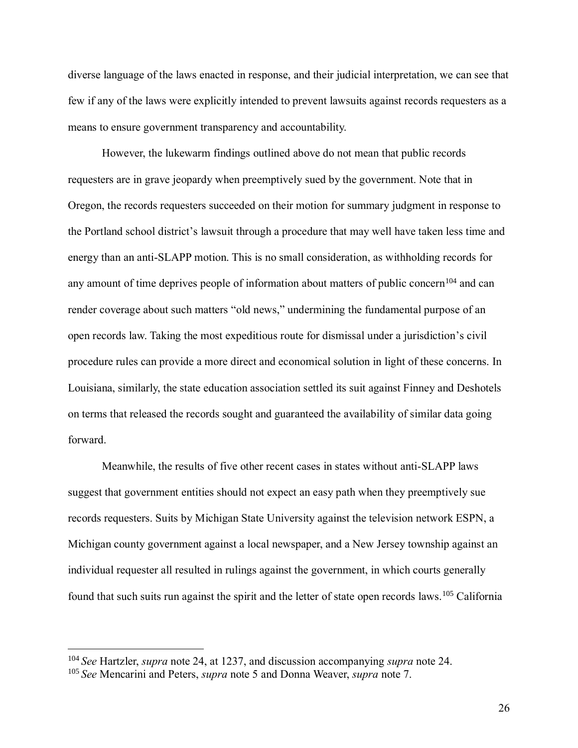diverse language of the laws enacted in response, and their judicial interpretation, we can see that few if any of the laws were explicitly intended to prevent lawsuits against records requesters as a means to ensure government transparency and accountability.

However, the lukewarm findings outlined above do not mean that public records requesters are in grave jeopardy when preemptively sued by the government. Note that in Oregon, the records requesters succeeded on their motion for summary judgment in response to the Portland school district's lawsuit through a procedure that may well have taken less time and energy than an anti-SLAPP motion. This is no small consideration, as withholding records for any amount of time deprives people of information about matters of public concern[104] and can render coverage about such matters "old news," undermining the fundamental purpose of an open records law. Taking the most expeditious route for dismissal under a jurisdiction's civil procedure rules can provide a more direct and economical solution in light of these concerns. In Louisiana, similarly, the state education association settled its suit against Finney and Deshotels on terms that released the records sought and guaranteed the availability of similar data going forward.

Meanwhile, the results of five other recent cases in states without anti-SLAPP laws suggest that government entities should not expect an easy path when they preemptively sue records requesters. Suits by Michigan State University against the television network ESPN, a Michigan county government against a local newspaper, and a New Jersey township against an individual requester all resulted in rulings against the government, in which courts generally found that such suits run against the spirit and the letter of state open records laws.[105] California

---

[104] *See* Hartzler, *supra* note 24, at 1237, and discussion accompanying *supra* note 24.

[105] *See* Mencarini and Peters, *supra* note 5 and Donna Weaver, *supra* note 7.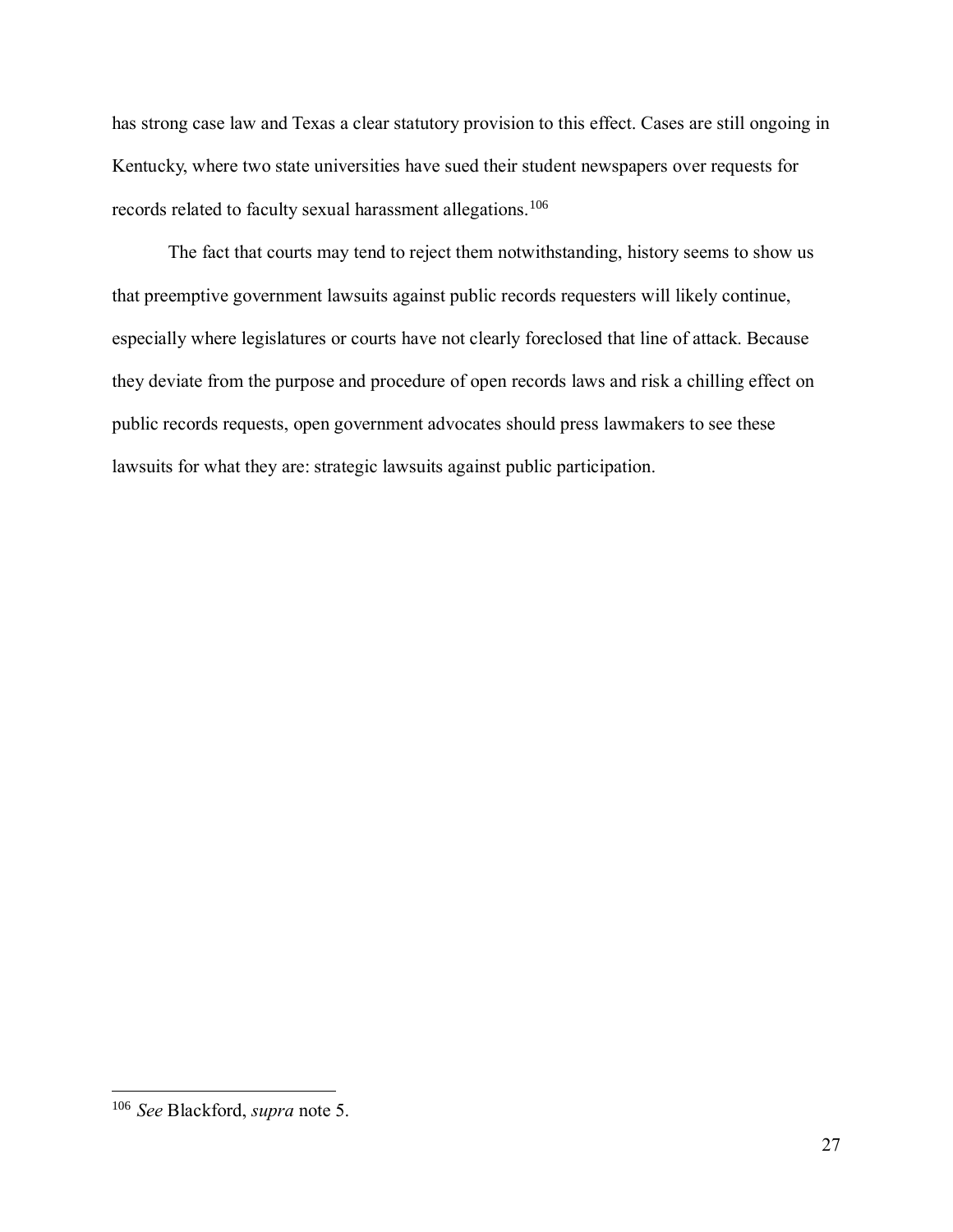has strong case law and Texas a clear statutory provision to this effect. Cases are still ongoing in Kentucky, where two state universities have sued their student newspapers over requests for records related to faculty sexual harassment allegations.[106]

The fact that courts may tend to reject them notwithstanding, history seems to show us that preemptive government lawsuits against public records requesters will likely continue, especially where legislatures or courts have not clearly foreclosed that line of attack. Because they deviate from the purpose and procedure of open records laws and risk a chilling effect on public records requests, open government advocates should press lawmakers to see these lawsuits for what they are: strategic lawsuits against public participation.

---

[106] *See* Blackford, *supra* note 5.